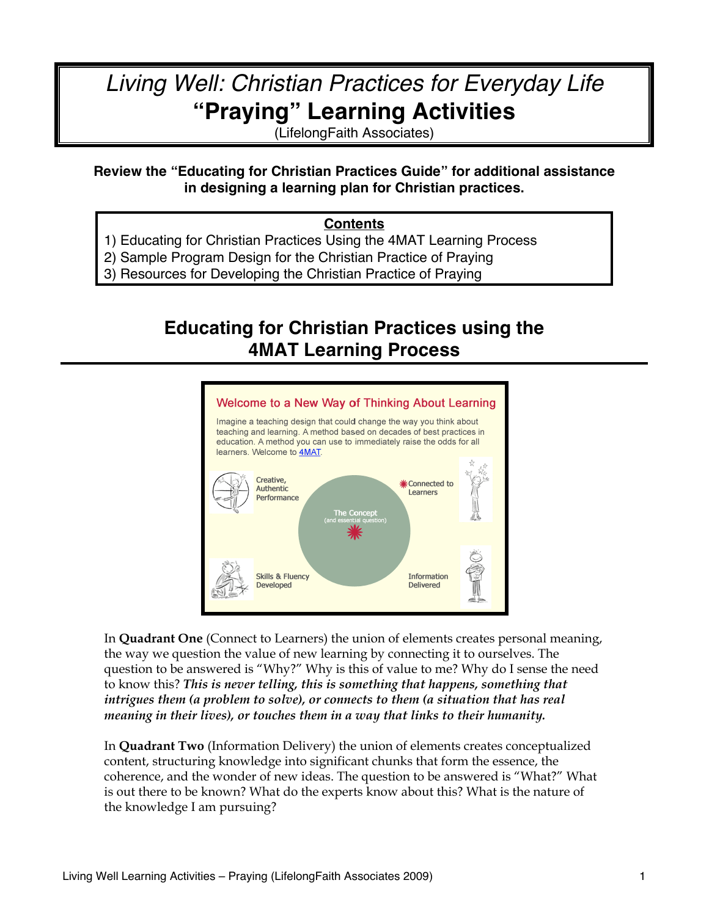# *Living Well: Christian Practices for Everyday Life*
# **"Praying" Learning Activities**

(LifelongFaith Associates)

**Review the "Educating for Christian Practices Guide" for additional assistance in designing a learning plan for Christian practices.**

**Contents**

1) Educating for Christian Practices Using the 4MAT Learning Process
2) Sample Program Design for the Christian Practice of Praying
3) Resources for Developing the Christian Practice of Praying

## Educating for Christian Practices using the 4MAT Learning Process

Welcome to a New Way of Thinking About Learning

Imagine a teaching design that could change the way you think about teaching and learning. A method based on decades of best practices in education. A method you can use to immediately raise the odds for all learners. Welcome to 4MAT.

Creative, Authentic Performance

Connected to Learners

The Concept (and essential question)

Skills & Fluency Developed

Information Delivered

In **Quadrant One** (Connect to Learners) the union of elements creates personal meaning, the way we question the value of new learning by connecting it to ourselves. The question to be answered is "Why?" Why is this of value to me? Why do I sense the need to know this? ***This is never telling, this is something that happens, something that intrigues them (a problem to solve), or connects to them (a situation that has real meaning in their lives), or touches them in a way that links to their humanity.***

In **Quadrant Two** (Information Delivery) the union of elements creates conceptualized content, structuring knowledge into significant chunks that form the essence, the coherence, and the wonder of new ideas. The question to be answered is "What?" What is out there to be known? What do the experts know about this? What is the nature of the knowledge I am pursuing?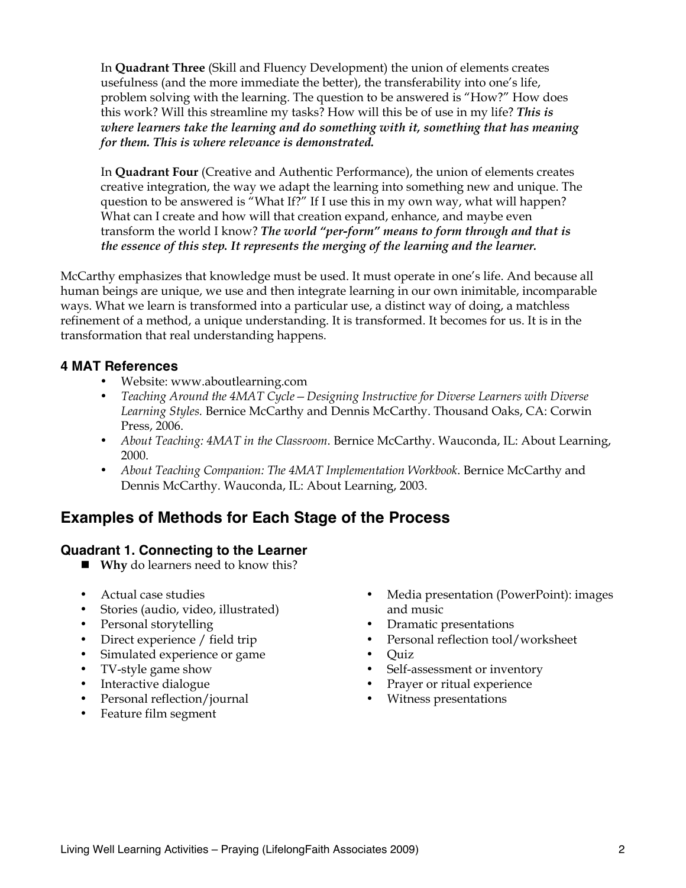In **Quadrant Three** (Skill and Fluency Development) the union of elements creates usefulness (and the more immediate the better), the transferability into one's life, problem solving with the learning. The question to be answered is "How?" How does this work? Will this streamline my tasks? How will this be of use in my life? ***This is where learners take the learning and do something with it, something that has meaning for them. This is where relevance is demonstrated.***

In **Quadrant Four** (Creative and Authentic Performance), the union of elements creates creative integration, the way we adapt the learning into something new and unique. The question to be answered is "What If?" If I use this in my own way, what will happen? What can I create and how will that creation expand, enhance, and maybe even transform the world I know? ***The world "per-form" means to form through and that is the essence of this step. It represents the merging of the learning and the learner.***

McCarthy emphasizes that knowledge must be used. It must operate in one's life. And because all human beings are unique, we use and then integrate learning in our own inimitable, incomparable ways. What we learn is transformed into a particular use, a distinct way of doing, a matchless refinement of a method, a unique understanding. It is transformed. It becomes for us. It is in the transformation that real understanding happens.

### 4 MAT References

- Website: www.aboutlearning.com
- *Teaching Around the 4MAT Cycle—Designing Instructive for Diverse Learners with Diverse Learning Styles.* Bernice McCarthy and Dennis McCarthy. Thousand Oaks, CA: Corwin Press, 2006.
- *About Teaching: 4MAT in the Classroom*. Bernice McCarthy. Wauconda, IL: About Learning, 2000.
- *About Teaching Companion: The 4MAT Implementation Workbook*. Bernice McCarthy and Dennis McCarthy. Wauconda, IL: About Learning, 2003.

## Examples of Methods for Each Stage of the Process

### Quadrant 1. Connecting to the Learner

- **Why** do learners need to know this?

- Actual case studies
- Stories (audio, video, illustrated)
- Personal storytelling
- Direct experience / field trip
- Simulated experience or game
- TV-style game show
- Interactive dialogue
- Personal reflection/journal
- Feature film segment
- Media presentation (PowerPoint): images and music
- Dramatic presentations
- Personal reflection tool/worksheet
- Quiz
- Self-assessment or inventory
- Prayer or ritual experience
- Witness presentations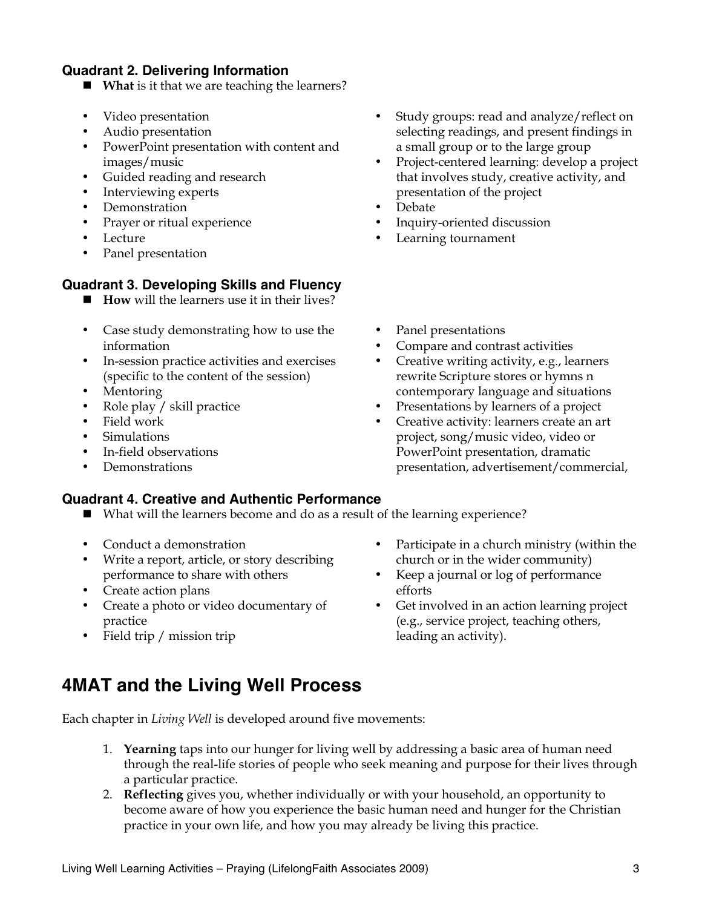### Quadrant 2. Delivering Information

- **What** is it that we are teaching the learners?

- Video presentation
- Audio presentation
- PowerPoint presentation with content and images/music
- Guided reading and research
- Interviewing experts
- Demonstration
- Prayer or ritual experience
- Lecture
- Panel presentation
- Study groups: read and analyze/reflect on selecting readings, and present findings in a small group or to the large group
- Project-centered learning: develop a project that involves study, creative activity, and presentation of the project
- Debate
- Inquiry-oriented discussion
- Learning tournament

### Quadrant 3. Developing Skills and Fluency

- **How** will the learners use it in their lives?

- Case study demonstrating how to use the information
- In-session practice activities and exercises (specific to the content of the session)
- Mentoring
- Role play / skill practice
- Field work
- Simulations
- In-field observations
- Demonstrations
- Panel presentations
- Compare and contrast activities
- Creative writing activity, e.g., learners rewrite Scripture stores or hymns n contemporary language and situations
- Presentations by learners of a project
- Creative activity: learners create an art project, song/music video, video or PowerPoint presentation, dramatic presentation, advertisement/commercial,

### Quadrant 4. Creative and Authentic Performance

- What will the learners become and do as a result of the learning experience?

- Conduct a demonstration
- Write a report, article, or story describing performance to share with others
- Create action plans
- Create a photo or video documentary of practice
- Field trip / mission trip
- Participate in a church ministry (within the church or in the wider community)
- Keep a journal or log of performance efforts
- Get involved in an action learning project (e.g., service project, teaching others, leading an activity).

## 4MAT and the Living Well Process

Each chapter in *Living Well* is developed around five movements:

1. **Yearning** taps into our hunger for living well by addressing a basic area of human need through the real-life stories of people who seek meaning and purpose for their lives through a particular practice.
2. **Reflecting** gives you, whether individually or with your household, an opportunity to become aware of how you experience the basic human need and hunger for the Christian practice in your own life, and how you may already be living this practice.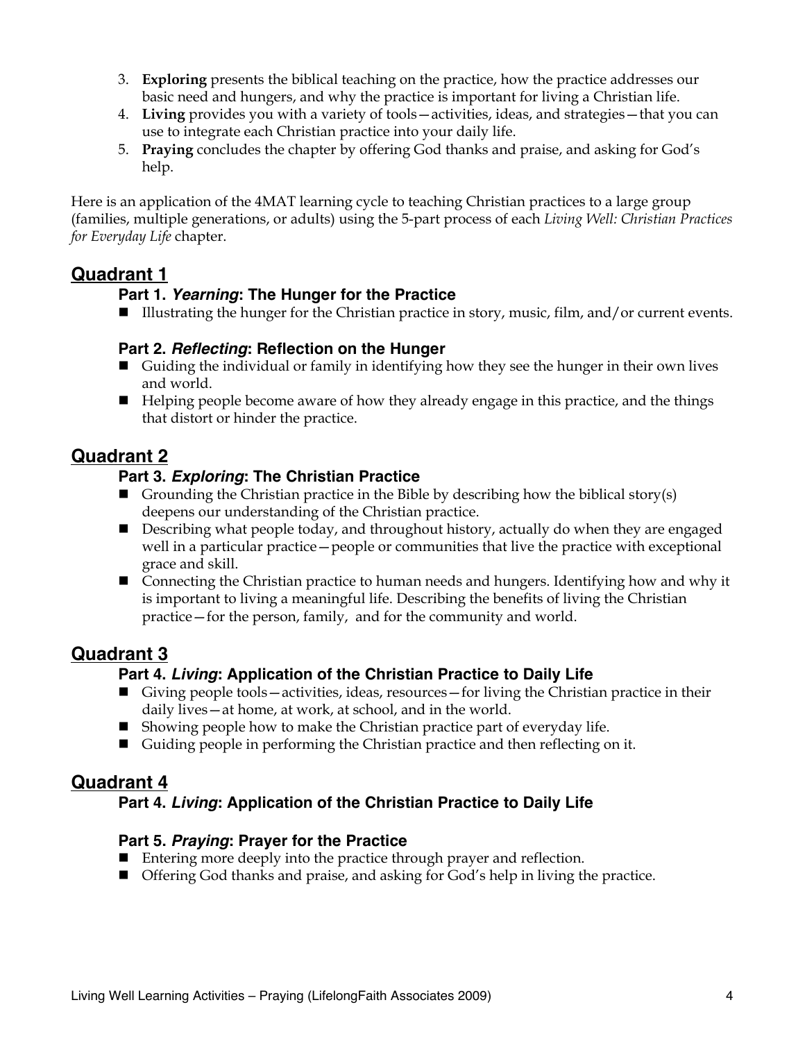3. **Exploring** presents the biblical teaching on the practice, how the practice addresses our basic need and hungers, and why the practice is important for living a Christian life.
4. **Living** provides you with a variety of tools—activities, ideas, and strategies—that you can use to integrate each Christian practice into your daily life.
5. **Praying** concludes the chapter by offering God thanks and praise, and asking for God's help.

Here is an application of the 4MAT learning cycle to teaching Christian practices to a large group (families, multiple generations, or adults) using the 5-part process of each *Living Well: Christian Practices for Everyday Life* chapter.

## Quadrant 1

### Part 1. *Yearning*: The Hunger for the Practice

- Illustrating the hunger for the Christian practice in story, music, film, and/or current events.

### Part 2. *Reflecting*: Reflection on the Hunger

- Guiding the individual or family in identifying how they see the hunger in their own lives and world.
- Helping people become aware of how they already engage in this practice, and the things that distort or hinder the practice.

## Quadrant 2

### Part 3. *Exploring*: The Christian Practice

- Grounding the Christian practice in the Bible by describing how the biblical story(s) deepens our understanding of the Christian practice.
- Describing what people today, and throughout history, actually do when they are engaged well in a particular practice—people or communities that live the practice with exceptional grace and skill.
- Connecting the Christian practice to human needs and hungers. Identifying how and why it is important to living a meaningful life. Describing the benefits of living the Christian practice—for the person, family, and for the community and world.

## Quadrant 3

### Part 4. *Living*: Application of the Christian Practice to Daily Life

- Giving people tools—activities, ideas, resources—for living the Christian practice in their daily lives—at home, at work, at school, and in the world.
- Showing people how to make the Christian practice part of everyday life.
- Guiding people in performing the Christian practice and then reflecting on it.

## Quadrant 4

### Part 4. *Living*: Application of the Christian Practice to Daily Life

### Part 5. *Praying*: Prayer for the Practice

- Entering more deeply into the practice through prayer and reflection.
- Offering God thanks and praise, and asking for God's help in living the practice.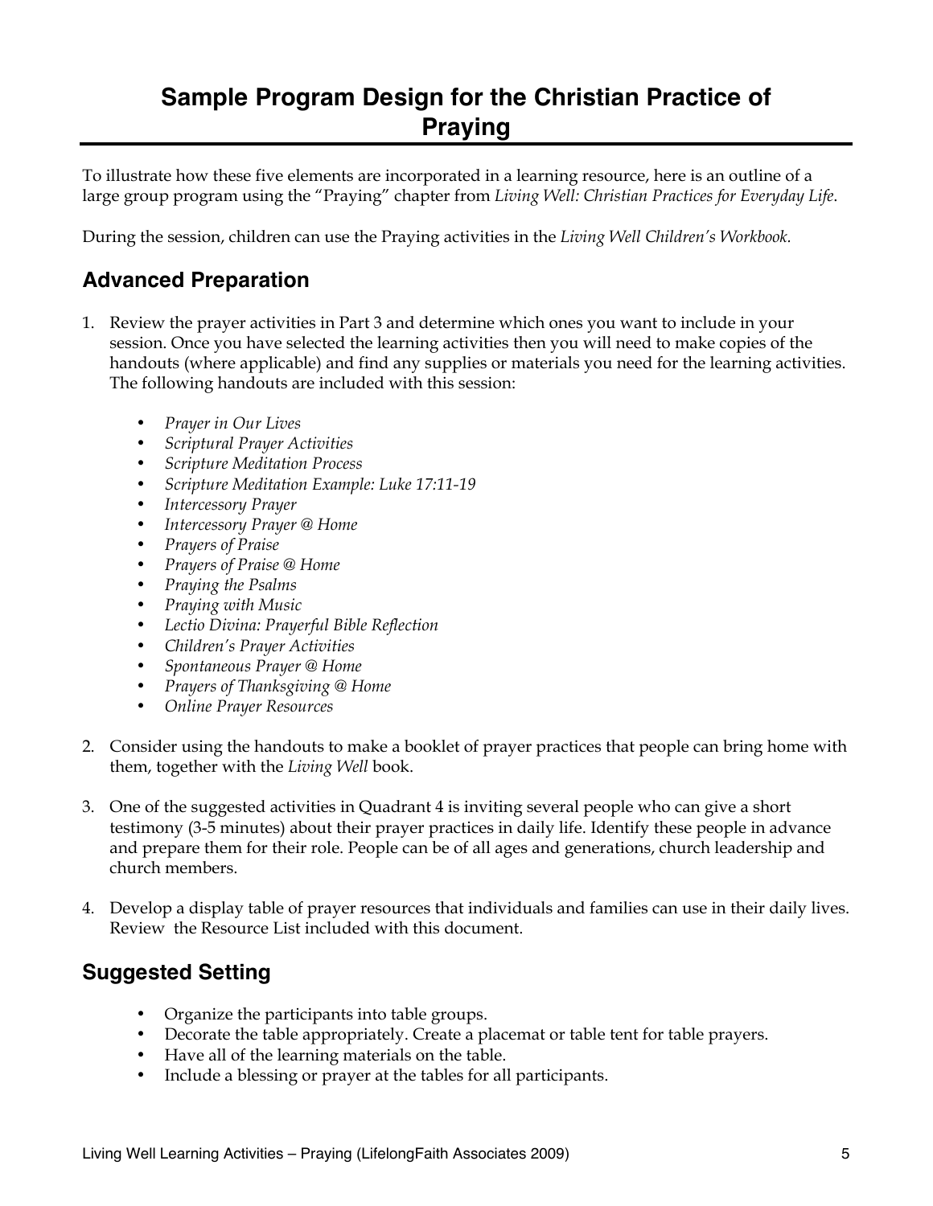# Sample Program Design for the Christian Practice of Praying

To illustrate how these five elements are incorporated in a learning resource, here is an outline of a large group program using the "Praying" chapter from *Living Well: Christian Practices for Everyday Life.*

During the session, children can use the Praying activities in the *Living Well Children's Workbook.*

## Advanced Preparation

1. Review the prayer activities in Part 3 and determine which ones you want to include in your session. Once you have selected the learning activities then you will need to make copies of the handouts (where applicable) and find any supplies or materials you need for the learning activities. The following handouts are included with this session:

    - *Prayer in Our Lives*
    - *Scriptural Prayer Activities*
    - *Scripture Meditation Process*
    - *Scripture Meditation Example: Luke 17:11-19*
    - *Intercessory Prayer*
    - *Intercessory Prayer @ Home*
    - *Prayers of Praise*
    - *Prayers of Praise @ Home*
    - *Praying the Psalms*
    - *Praying with Music*
    - *Lectio Divina: Prayerful Bible Reflection*
    - *Children's Prayer Activities*
    - *Spontaneous Prayer @ Home*
    - *Prayers of Thanksgiving @ Home*
    - *Online Prayer Resources*

2. Consider using the handouts to make a booklet of prayer practices that people can bring home with them, together with the *Living Well* book.

3. One of the suggested activities in Quadrant 4 is inviting several people who can give a short testimony (3-5 minutes) about their prayer practices in daily life. Identify these people in advance and prepare them for their role. People can be of all ages and generations, church leadership and church members.

4. Develop a display table of prayer resources that individuals and families can use in their daily lives. Review the Resource List included with this document.

## Suggested Setting

- Organize the participants into table groups.
- Decorate the table appropriately. Create a placemat or table tent for table prayers.
- Have all of the learning materials on the table.
- Include a blessing or prayer at the tables for all participants.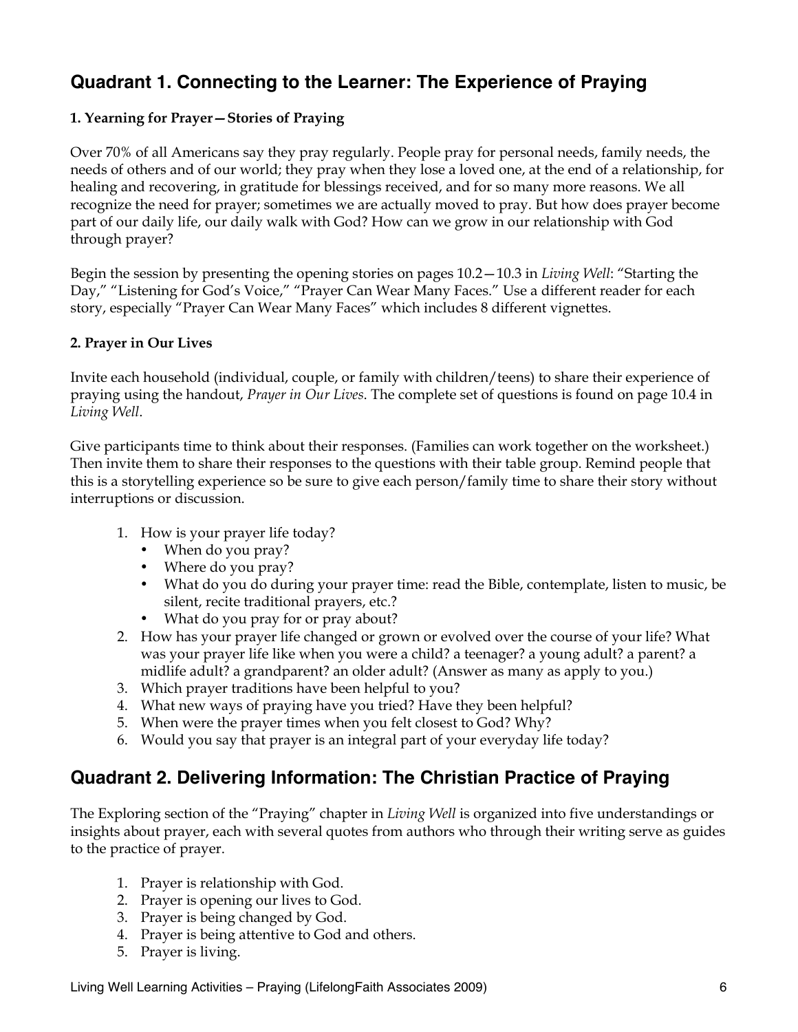## Quadrant 1. Connecting to the Learner: The Experience of Praying

**1. Yearning for Prayer—Stories of Praying**

Over 70% of all Americans say they pray regularly. People pray for personal needs, family needs, the needs of others and of our world; they pray when they lose a loved one, at the end of a relationship, for healing and recovering, in gratitude for blessings received, and for so many more reasons. We all recognize the need for prayer; sometimes we are actually moved to pray. But how does prayer become part of our daily life, our daily walk with God? How can we grow in our relationship with God through prayer?

Begin the session by presenting the opening stories on pages 10.2—10.3 in *Living Well*: "Starting the Day," "Listening for God's Voice," "Prayer Can Wear Many Faces." Use a different reader for each story, especially "Prayer Can Wear Many Faces" which includes 8 different vignettes.

**2. Prayer in Our Lives**

Invite each household (individual, couple, or family with children/teens) to share their experience of praying using the handout, *Prayer in Our Lives*. The complete set of questions is found on page 10.4 in *Living Well*.

Give participants time to think about their responses. (Families can work together on the worksheet.) Then invite them to share their responses to the questions with their table group. Remind people that this is a storytelling experience so be sure to give each person/family time to share their story without interruptions or discussion.

1. How is your prayer life today?
   - When do you pray?
   - Where do you pray?
   - What do you do during your prayer time: read the Bible, contemplate, listen to music, be silent, recite traditional prayers, etc.?
   - What do you pray for or pray about?
2. How has your prayer life changed or grown or evolved over the course of your life? What was your prayer life like when you were a child? a teenager? a young adult? a parent? a midlife adult? a grandparent? an older adult? (Answer as many as apply to you.)
3. Which prayer traditions have been helpful to you?
4. What new ways of praying have you tried? Have they been helpful?
5. When were the prayer times when you felt closest to God? Why?
6. Would you say that prayer is an integral part of your everyday life today?

## Quadrant 2. Delivering Information: The Christian Practice of Praying

The Exploring section of the "Praying" chapter in *Living Well* is organized into five understandings or insights about prayer, each with several quotes from authors who through their writing serve as guides to the practice of prayer.

1. Prayer is relationship with God.
2. Prayer is opening our lives to God.
3. Prayer is being changed by God.
4. Prayer is being attentive to God and others.
5. Prayer is living.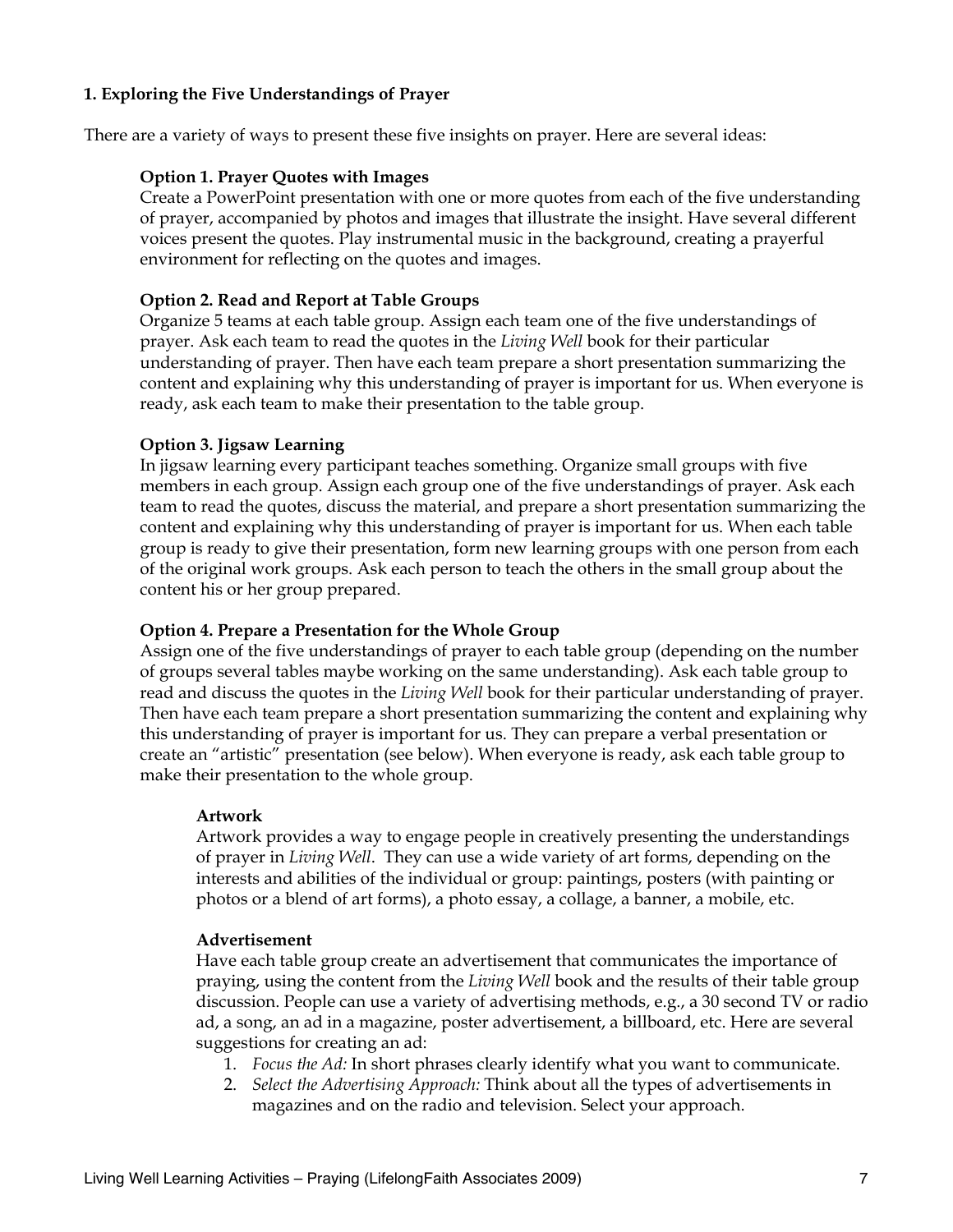### 1. Exploring the Five Understandings of Prayer

There are a variety of ways to present these five insights on prayer. Here are several ideas:

**Option 1. Prayer Quotes with Images**
Create a PowerPoint presentation with one or more quotes from each of the five understanding of prayer, accompanied by photos and images that illustrate the insight. Have several different voices present the quotes. Play instrumental music in the background, creating a prayerful environment for reflecting on the quotes and images.

**Option 2. Read and Report at Table Groups**
Organize 5 teams at each table group. Assign each team one of the five understandings of prayer. Ask each team to read the quotes in the *Living Well* book for their particular understanding of prayer. Then have each team prepare a short presentation summarizing the content and explaining why this understanding of prayer is important for us. When everyone is ready, ask each team to make their presentation to the table group.

**Option 3. Jigsaw Learning**
In jigsaw learning every participant teaches something. Organize small groups with five members in each group. Assign each group one of the five understandings of prayer. Ask each team to read the quotes, discuss the material, and prepare a short presentation summarizing the content and explaining why this understanding of prayer is important for us. When each table group is ready to give their presentation, form new learning groups with one person from each of the original work groups. Ask each person to teach the others in the small group about the content his or her group prepared.

**Option 4. Prepare a Presentation for the Whole Group**
Assign one of the five understandings of prayer to each table group (depending on the number of groups several tables maybe working on the same understanding). Ask each table group to read and discuss the quotes in the *Living Well* book for their particular understanding of prayer. Then have each team prepare a short presentation summarizing the content and explaining why this understanding of prayer is important for us. They can prepare a verbal presentation or create an "artistic" presentation (see below). When everyone is ready, ask each table group to make their presentation to the whole group.

**Artwork**
Artwork provides a way to engage people in creatively presenting the understandings of prayer in *Living Well*. They can use a wide variety of art forms, depending on the interests and abilities of the individual or group: paintings, posters (with painting or photos or a blend of art forms), a photo essay, a collage, a banner, a mobile, etc.

**Advertisement**
Have each table group create an advertisement that communicates the importance of praying, using the content from the *Living Well* book and the results of their table group discussion. People can use a variety of advertising methods, e.g., a 30 second TV or radio ad, a song, an ad in a magazine, poster advertisement, a billboard, etc. Here are several suggestions for creating an ad:

1. *Focus the Ad:* In short phrases clearly identify what you want to communicate.
2. *Select the Advertising Approach:* Think about all the types of advertisements in magazines and on the radio and television. Select your approach.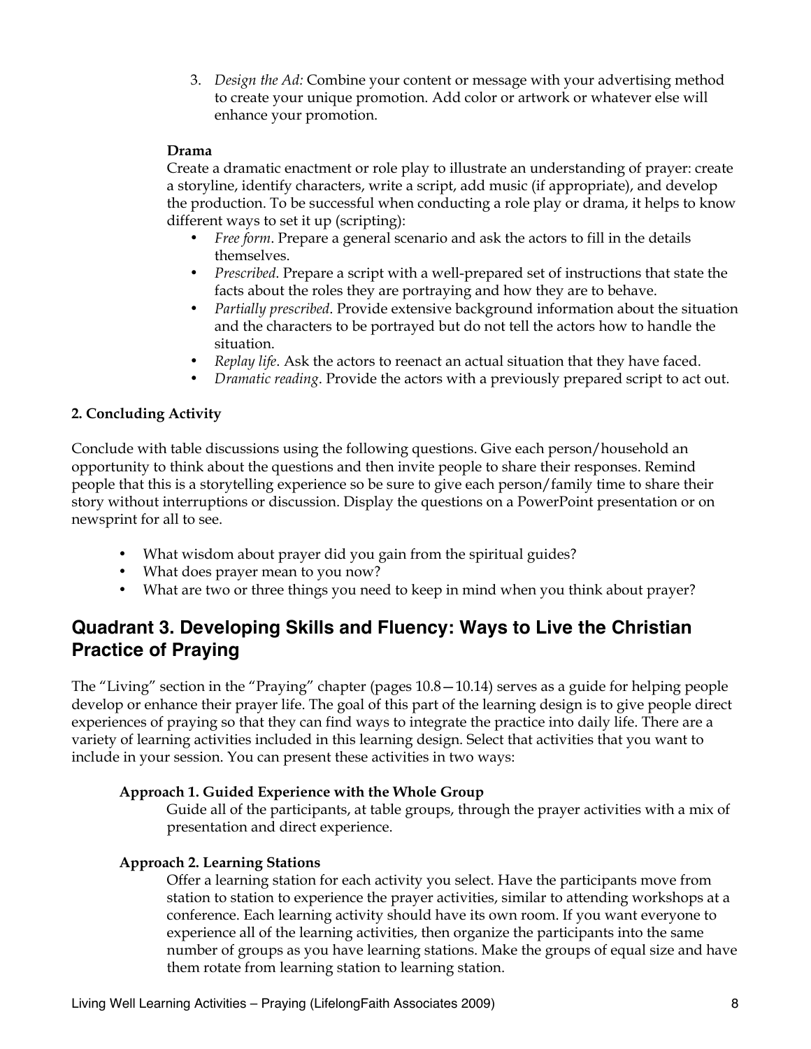3. *Design the Ad:* Combine your content or message with your advertising method to create your unique promotion. Add color or artwork or whatever else will enhance your promotion.

**Drama**

Create a dramatic enactment or role play to illustrate an understanding of prayer: create a storyline, identify characters, write a script, add music (if appropriate), and develop the production. To be successful when conducting a role play or drama, it helps to know different ways to set it up (scripting):

- *Free form*. Prepare a general scenario and ask the actors to fill in the details themselves.
- *Prescribed*. Prepare a script with a well-prepared set of instructions that state the facts about the roles they are portraying and how they are to behave.
- *Partially prescribed*. Provide extensive background information about the situation and the characters to be portrayed but do not tell the actors how to handle the situation.
- *Replay life*. Ask the actors to reenact an actual situation that they have faced.
- *Dramatic reading*. Provide the actors with a previously prepared script to act out.

**2. Concluding Activity**

Conclude with table discussions using the following questions. Give each person/household an opportunity to think about the questions and then invite people to share their responses. Remind people that this is a storytelling experience so be sure to give each person/family time to share their story without interruptions or discussion. Display the questions on a PowerPoint presentation or on newsprint for all to see.

- What wisdom about prayer did you gain from the spiritual guides?
- What does prayer mean to you now?
- What are two or three things you need to keep in mind when you think about prayer?

## Quadrant 3. Developing Skills and Fluency: Ways to Live the Christian Practice of Praying

The "Living" section in the "Praying" chapter (pages 10.8—10.14) serves as a guide for helping people develop or enhance their prayer life. The goal of this part of the learning design is to give people direct experiences of praying so that they can find ways to integrate the practice into daily life. There are a variety of learning activities included in this learning design. Select that activities that you want to include in your session. You can present these activities in two ways:

**Approach 1. Guided Experience with the Whole Group**

Guide all of the participants, at table groups, through the prayer activities with a mix of presentation and direct experience.

**Approach 2. Learning Stations**

Offer a learning station for each activity you select. Have the participants move from station to station to experience the prayer activities, similar to attending workshops at a conference. Each learning activity should have its own room. If you want everyone to experience all of the learning activities, then organize the participants into the same number of groups as you have learning stations. Make the groups of equal size and have them rotate from learning station to learning station.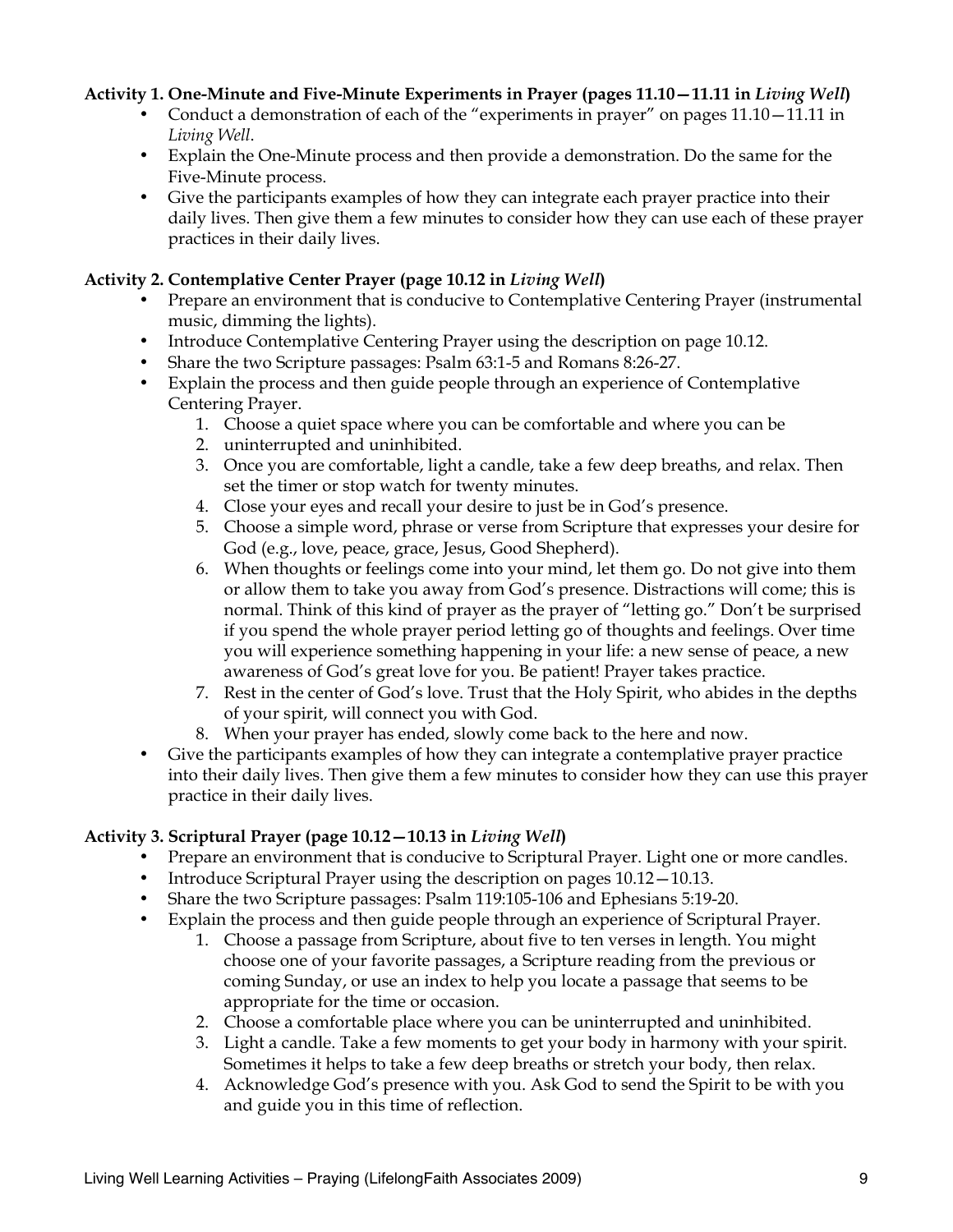**Activity 1. One-Minute and Five-Minute Experiments in Prayer (pages 11.10—11.11 in *Living Well*)**

- Conduct a demonstration of each of the "experiments in prayer" on pages 11.10—11.11 in *Living Well*.
- Explain the One-Minute process and then provide a demonstration. Do the same for the Five-Minute process.
- Give the participants examples of how they can integrate each prayer practice into their daily lives. Then give them a few minutes to consider how they can use each of these prayer practices in their daily lives.

**Activity 2. Contemplative Center Prayer (page 10.12 in *Living Well*)**

- Prepare an environment that is conducive to Contemplative Centering Prayer (instrumental music, dimming the lights).
- Introduce Contemplative Centering Prayer using the description on page 10.12.
- Share the two Scripture passages: Psalm 63:1-5 and Romans 8:26-27.
- Explain the process and then guide people through an experience of Contemplative Centering Prayer.
    1. Choose a quiet space where you can be comfortable and where you can be
    2. uninterrupted and uninhibited.
    3. Once you are comfortable, light a candle, take a few deep breaths, and relax. Then set the timer or stop watch for twenty minutes.
    4. Close your eyes and recall your desire to just be in God's presence.
    5. Choose a simple word, phrase or verse from Scripture that expresses your desire for God (e.g., love, peace, grace, Jesus, Good Shepherd).
    6. When thoughts or feelings come into your mind, let them go. Do not give into them or allow them to take you away from God's presence. Distractions will come; this is normal. Think of this kind of prayer as the prayer of "letting go." Don't be surprised if you spend the whole prayer period letting go of thoughts and feelings. Over time you will experience something happening in your life: a new sense of peace, a new awareness of God's great love for you. Be patient! Prayer takes practice.
    7. Rest in the center of God's love. Trust that the Holy Spirit, who abides in the depths of your spirit, will connect you with God.
    8. When your prayer has ended, slowly come back to the here and now.
- Give the participants examples of how they can integrate a contemplative prayer practice into their daily lives. Then give them a few minutes to consider how they can use this prayer practice in their daily lives.

**Activity 3. Scriptural Prayer (page 10.12—10.13 in *Living Well*)**

- Prepare an environment that is conducive to Scriptural Prayer. Light one or more candles.
- Introduce Scriptural Prayer using the description on pages 10.12—10.13.
- Share the two Scripture passages: Psalm 119:105-106 and Ephesians 5:19-20.
- Explain the process and then guide people through an experience of Scriptural Prayer.
    1. Choose a passage from Scripture, about five to ten verses in length. You might choose one of your favorite passages, a Scripture reading from the previous or coming Sunday, or use an index to help you locate a passage that seems to be appropriate for the time or occasion.
    2. Choose a comfortable place where you can be uninterrupted and uninhibited.
    3. Light a candle. Take a few moments to get your body in harmony with your spirit. Sometimes it helps to take a few deep breaths or stretch your body, then relax.
    4. Acknowledge God's presence with you. Ask God to send the Spirit to be with you and guide you in this time of reflection.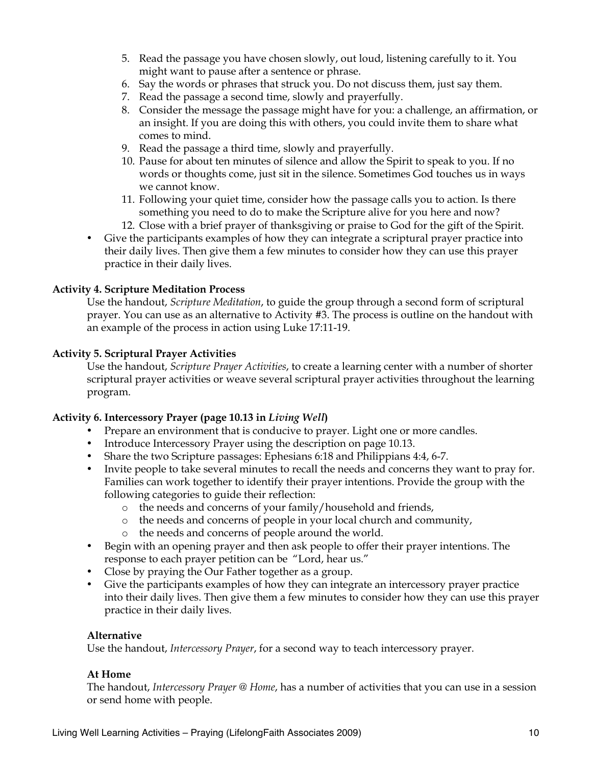5. Read the passage you have chosen slowly, out loud, listening carefully to it. You might want to pause after a sentence or phrase.
6. Say the words or phrases that struck you. Do not discuss them, just say them.
7. Read the passage a second time, slowly and prayerfully.
8. Consider the message the passage might have for you: a challenge, an affirmation, or an insight. If you are doing this with others, you could invite them to share what comes to mind.
9. Read the passage a third time, slowly and prayerfully.
10. Pause for about ten minutes of silence and allow the Spirit to speak to you. If no words or thoughts come, just sit in the silence. Sometimes God touches us in ways we cannot know.
11. Following your quiet time, consider how the passage calls you to action. Is there something you need to do to make the Scripture alive for you here and now?
12. Close with a brief prayer of thanksgiving or praise to God for the gift of the Spirit.

- Give the participants examples of how they can integrate a scriptural prayer practice into their daily lives. Then give them a few minutes to consider how they can use this prayer practice in their daily lives.

**Activity 4. Scripture Meditation Process**

Use the handout, *Scripture Meditation*, to guide the group through a second form of scriptural prayer. You can use as an alternative to Activity #3. The process is outline on the handout with an example of the process in action using Luke 17:11-19.

**Activity 5. Scriptural Prayer Activities**

Use the handout, *Scripture Prayer Activities*, to create a learning center with a number of shorter scriptural prayer activities or weave several scriptural prayer activities throughout the learning program.

**Activity 6. Intercessory Prayer (page 10.13 in *Living Well*)**

- Prepare an environment that is conducive to prayer. Light one or more candles.
- Introduce Intercessory Prayer using the description on page 10.13.
- Share the two Scripture passages: Ephesians 6:18 and Philippians 4:4, 6-7.
- Invite people to take several minutes to recall the needs and concerns they want to pray for. Families can work together to identify their prayer intentions. Provide the group with the following categories to guide their reflection:
  - the needs and concerns of your family/household and friends,
  - the needs and concerns of people in your local church and community,
  - the needs and concerns of people around the world.
- Begin with an opening prayer and then ask people to offer their prayer intentions. The response to each prayer petition can be "Lord, hear us."
- Close by praying the Our Father together as a group.
- Give the participants examples of how they can integrate an intercessory prayer practice into their daily lives. Then give them a few minutes to consider how they can use this prayer practice in their daily lives.

**Alternative**

Use the handout, *Intercessory Prayer*, for a second way to teach intercessory prayer.

**At Home**

The handout, *Intercessory Prayer @ Home*, has a number of activities that you can use in a session or send home with people.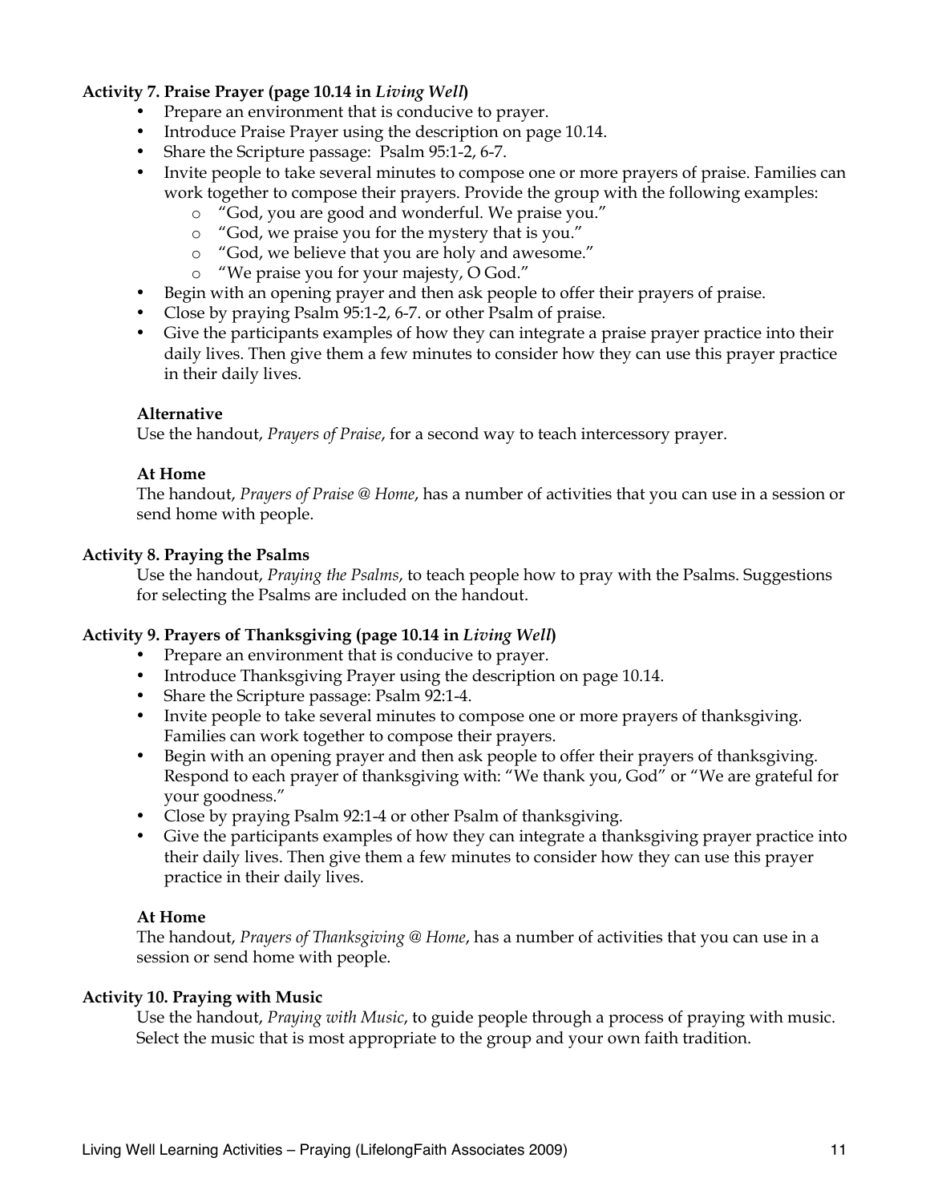**Activity 7. Praise Prayer (page 10.14 in *Living Well*)**

- Prepare an environment that is conducive to prayer.
- Introduce Praise Prayer using the description on page 10.14.
- Share the Scripture passage: Psalm 95:1-2, 6-7.
- Invite people to take several minutes to compose one or more prayers of praise. Families can work together to compose their prayers. Provide the group with the following examples:
  - "God, you are good and wonderful. We praise you."
  - "God, we praise you for the mystery that is you."
  - "God, we believe that you are holy and awesome."
  - "We praise you for your majesty, O God."
- Begin with an opening prayer and then ask people to offer their prayers of praise.
- Close by praying Psalm 95:1-2, 6-7. or other Psalm of praise.
- Give the participants examples of how they can integrate a praise prayer practice into their daily lives. Then give them a few minutes to consider how they can use this prayer practice in their daily lives.

**Alternative**

Use the handout, *Prayers of Praise*, for a second way to teach intercessory prayer.

**At Home**

The handout, *Prayers of Praise @ Home*, has a number of activities that you can use in a session or send home with people.

**Activity 8. Praying the Psalms**

Use the handout, *Praying the Psalms*, to teach people how to pray with the Psalms. Suggestions for selecting the Psalms are included on the handout.

**Activity 9. Prayers of Thanksgiving (page 10.14 in *Living Well*)**

- Prepare an environment that is conducive to prayer.
- Introduce Thanksgiving Prayer using the description on page 10.14.
- Share the Scripture passage: Psalm 92:1-4.
- Invite people to take several minutes to compose one or more prayers of thanksgiving. Families can work together to compose their prayers.
- Begin with an opening prayer and then ask people to offer their prayers of thanksgiving. Respond to each prayer of thanksgiving with: "We thank you, God" or "We are grateful for your goodness."
- Close by praying Psalm 92:1-4 or other Psalm of thanksgiving.
- Give the participants examples of how they can integrate a thanksgiving prayer practice into their daily lives. Then give them a few minutes to consider how they can use this prayer practice in their daily lives.

**At Home**

The handout, *Prayers of Thanksgiving @ Home*, has a number of activities that you can use in a session or send home with people.

**Activity 10. Praying with Music**

Use the handout, *Praying with Music*, to guide people through a process of praying with music. Select the music that is most appropriate to the group and your own faith tradition.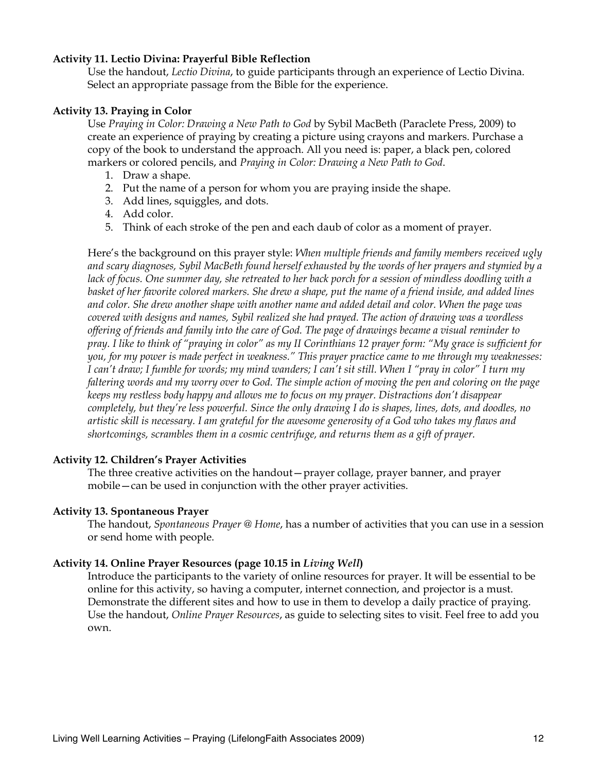**Activity 11. Lectio Divina: Prayerful Bible Reflection**

Use the handout, *Lectio Divina*, to guide participants through an experience of Lectio Divina. Select an appropriate passage from the Bible for the experience.

**Activity 13. Praying in Color**

Use *Praying in Color: Drawing a New Path to God* by Sybil MacBeth (Paraclete Press, 2009) to create an experience of praying by creating a picture using crayons and markers. Purchase a copy of the book to understand the approach. All you need is: paper, a black pen, colored markers or colored pencils, and *Praying in Color: Drawing a New Path to God*.

1. Draw a shape.
2. Put the name of a person for whom you are praying inside the shape.
3. Add lines, squiggles, and dots.
4. Add color.
5. Think of each stroke of the pen and each daub of color as a moment of prayer.

Here's the background on this prayer style: *When multiple friends and family members received ugly and scary diagnoses, Sybil MacBeth found herself exhausted by the words of her prayers and stymied by a lack of focus. One summer day, she retreated to her back porch for a session of mindless doodling with a basket of her favorite colored markers. She drew a shape, put the name of a friend inside, and added lines and color. She drew another shape with another name and added detail and color. When the page was covered with designs and names, Sybil realized she had prayed. The action of drawing was a wordless offering of friends and family into the care of God. The page of drawings became a visual reminder to pray. I like to think of "praying in color" as my II Corinthians 12 prayer form: "My grace is sufficient for you, for my power is made perfect in weakness." This prayer practice came to me through my weaknesses: I can't draw; I fumble for words; my mind wanders; I can't sit still. When I "pray in color" I turn my faltering words and my worry over to God. The simple action of moving the pen and coloring on the page keeps my restless body happy and allows me to focus on my prayer. Distractions don't disappear completely, but they're less powerful. Since the only drawing I do is shapes, lines, dots, and doodles, no artistic skill is necessary. I am grateful for the awesome generosity of a God who takes my flaws and shortcomings, scrambles them in a cosmic centrifuge, and returns them as a gift of prayer.*

**Activity 12. Children's Prayer Activities**

The three creative activities on the handout—prayer collage, prayer banner, and prayer mobile—can be used in conjunction with the other prayer activities.

**Activity 13. Spontaneous Prayer**

The handout, *Spontaneous Prayer @ Home*, has a number of activities that you can use in a session or send home with people.

**Activity 14. Online Prayer Resources (page 10.15 in *Living Well*)**

Introduce the participants to the variety of online resources for prayer. It will be essential to be online for this activity, so having a computer, internet connection, and projector is a must. Demonstrate the different sites and how to use in them to develop a daily practice of praying. Use the handout, *Online Prayer Resources*, as guide to selecting sites to visit. Feel free to add you own.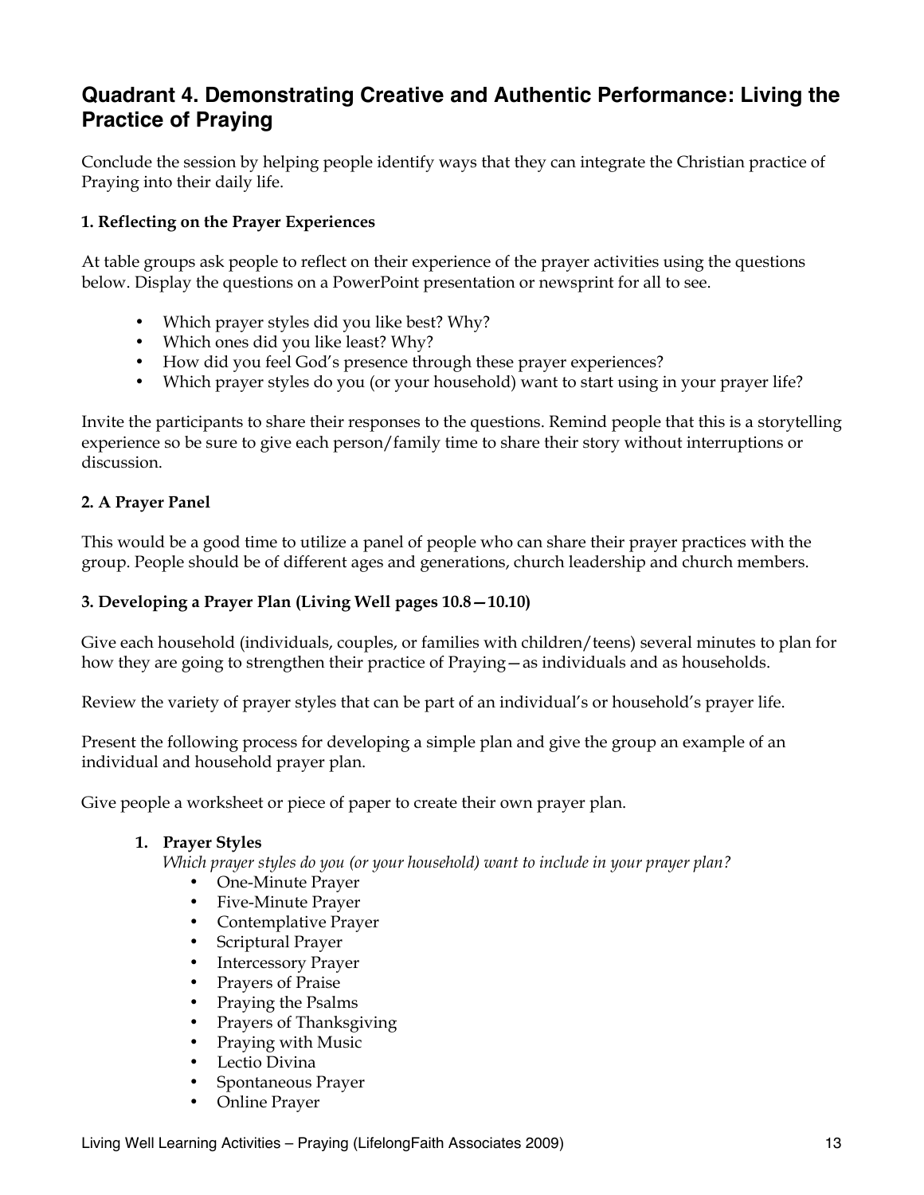## Quadrant 4. Demonstrating Creative and Authentic Performance: Living the Practice of Praying

Conclude the session by helping people identify ways that they can integrate the Christian practice of Praying into their daily life.

**1. Reflecting on the Prayer Experiences**

At table groups ask people to reflect on their experience of the prayer activities using the questions below. Display the questions on a PowerPoint presentation or newsprint for all to see.

- Which prayer styles did you like best? Why?
- Which ones did you like least? Why?
- How did you feel God's presence through these prayer experiences?
- Which prayer styles do you (or your household) want to start using in your prayer life?

Invite the participants to share their responses to the questions. Remind people that this is a storytelling experience so be sure to give each person/family time to share their story without interruptions or discussion.

**2. A Prayer Panel**

This would be a good time to utilize a panel of people who can share their prayer practices with the group. People should be of different ages and generations, church leadership and church members.

**3. Developing a Prayer Plan (Living Well pages 10.8—10.10)**

Give each household (individuals, couples, or families with children/teens) several minutes to plan for how they are going to strengthen their practice of Praying—as individuals and as households.

Review the variety of prayer styles that can be part of an individual's or household's prayer life.

Present the following process for developing a simple plan and give the group an example of an individual and household prayer plan.

Give people a worksheet or piece of paper to create their own prayer plan.

1. **Prayer Styles**
   *Which prayer styles do you (or your household) want to include in your prayer plan?*
   - One-Minute Prayer
   - Five-Minute Prayer
   - Contemplative Prayer
   - Scriptural Prayer
   - Intercessory Prayer
   - Prayers of Praise
   - Praying the Psalms
   - Prayers of Thanksgiving
   - Praying with Music
   - Lectio Divina
   - Spontaneous Prayer
   - Online Prayer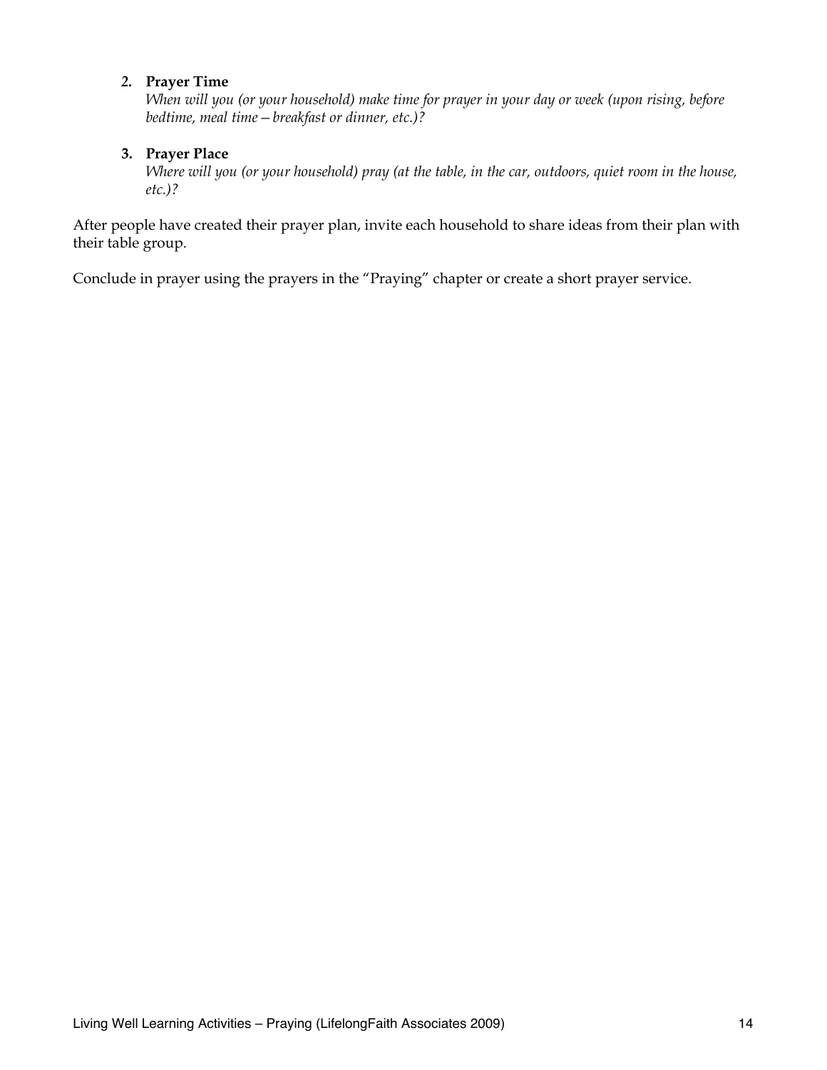2. **Prayer Time**
   *When will you (or your household) make time for prayer in your day or week (upon rising, before bedtime, meal time—breakfast or dinner, etc.)?*

3. **Prayer Place**
   *Where will you (or your household) pray (at the table, in the car, outdoors, quiet room in the house, etc.)?*

After people have created their prayer plan, invite each household to share ideas from their plan with their table group.

Conclude in prayer using the prayers in the "Praying" chapter or create a short prayer service.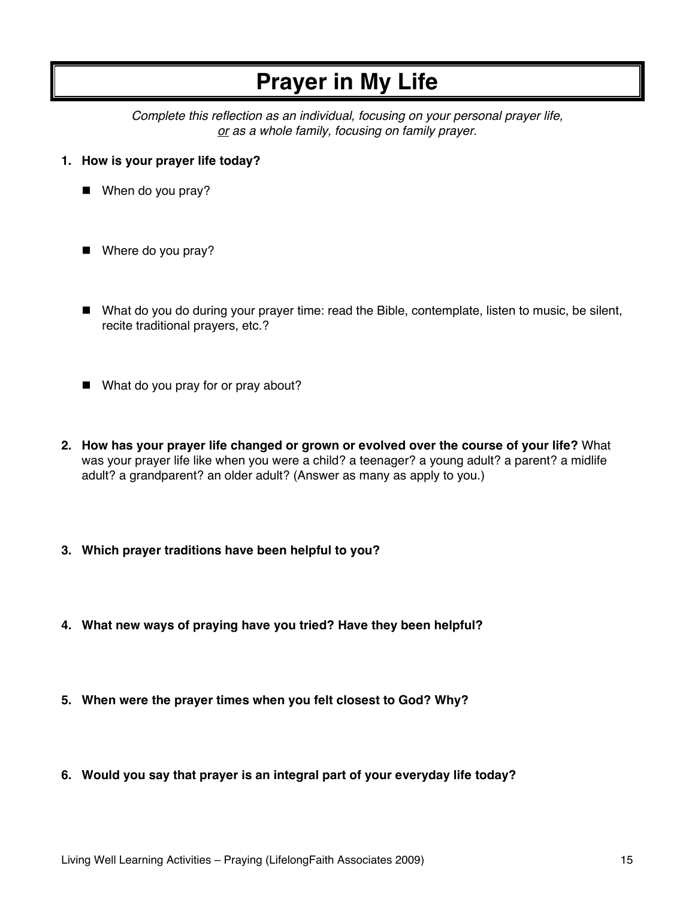# Prayer in My Life

*Complete this reflection as an individual, focusing on your personal prayer life,*
*<u>or</u> as a whole family, focusing on family prayer.*

1. **How is your prayer life today?**

   - When do you pray?

   - Where do you pray?

   - What do you do during your prayer time: read the Bible, contemplate, listen to music, be silent, recite traditional prayers, etc.?

   - What do you pray for or pray about?

2. **How has your prayer life changed or grown or evolved over the course of your life?** What was your prayer life like when you were a child? a teenager? a young adult? a parent? a midlife adult? a grandparent? an older adult? (Answer as many as apply to you.)

3. **Which prayer traditions have been helpful to you?**

4. **What new ways of praying have you tried? Have they been helpful?**

5. **When were the prayer times when you felt closest to God? Why?**

6. **Would you say that prayer is an integral part of your everyday life today?**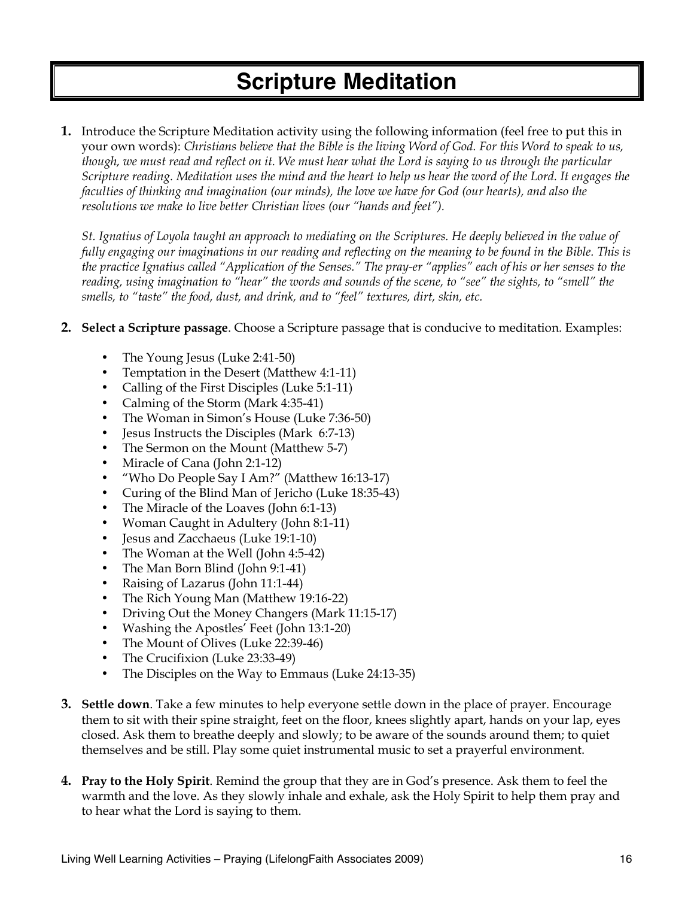# Scripture Meditation

1. Introduce the Scripture Meditation activity using the following information (feel free to put this in your own words): *Christians believe that the Bible is the living Word of God. For this Word to speak to us, though, we must read and reflect on it. We must hear what the Lord is saying to us through the particular Scripture reading. Meditation uses the mind and the heart to help us hear the word of the Lord. It engages the faculties of thinking and imagination (our minds), the love we have for God (our hearts), and also the resolutions we make to live better Christian lives (our "hands and feet").*

   *St. Ignatius of Loyola taught an approach to mediating on the Scriptures. He deeply believed in the value of fully engaging our imaginations in our reading and reflecting on the meaning to be found in the Bible. This is the practice Ignatius called "Application of the Senses." The pray-er "applies" each of his or her senses to the reading, using imagination to "hear" the words and sounds of the scene, to "see" the sights, to "smell" the smells, to "taste" the food, dust, and drink, and to "feel" textures, dirt, skin, etc.*

2. **Select a Scripture passage**. Choose a Scripture passage that is conducive to meditation. Examples:

   - The Young Jesus (Luke 2:41-50)
   - Temptation in the Desert (Matthew 4:1-11)
   - Calling of the First Disciples (Luke 5:1-11)
   - Calming of the Storm (Mark 4:35-41)
   - The Woman in Simon's House (Luke 7:36-50)
   - Jesus Instructs the Disciples (Mark 6:7-13)
   - The Sermon on the Mount (Matthew 5-7)
   - Miracle of Cana (John 2:1-12)
   - "Who Do People Say I Am?" (Matthew 16:13-17)
   - Curing of the Blind Man of Jericho (Luke 18:35-43)
   - The Miracle of the Loaves (John 6:1-13)
   - Woman Caught in Adultery (John 8:1-11)
   - Jesus and Zacchaeus (Luke 19:1-10)
   - The Woman at the Well (John 4:5-42)
   - The Man Born Blind (John 9:1-41)
   - Raising of Lazarus (John 11:1-44)
   - The Rich Young Man (Matthew 19:16-22)
   - Driving Out the Money Changers (Mark 11:15-17)
   - Washing the Apostles' Feet (John 13:1-20)
   - The Mount of Olives (Luke 22:39-46)
   - The Crucifixion (Luke 23:33-49)
   - The Disciples on the Way to Emmaus (Luke 24:13-35)

3. **Settle down**. Take a few minutes to help everyone settle down in the place of prayer. Encourage them to sit with their spine straight, feet on the floor, knees slightly apart, hands on your lap, eyes closed. Ask them to breathe deeply and slowly; to be aware of the sounds around them; to quiet themselves and be still. Play some quiet instrumental music to set a prayerful environment.

4. **Pray to the Holy Spirit**. Remind the group that they are in God's presence. Ask them to feel the warmth and the love. As they slowly inhale and exhale, ask the Holy Spirit to help them pray and to hear what the Lord is saying to them.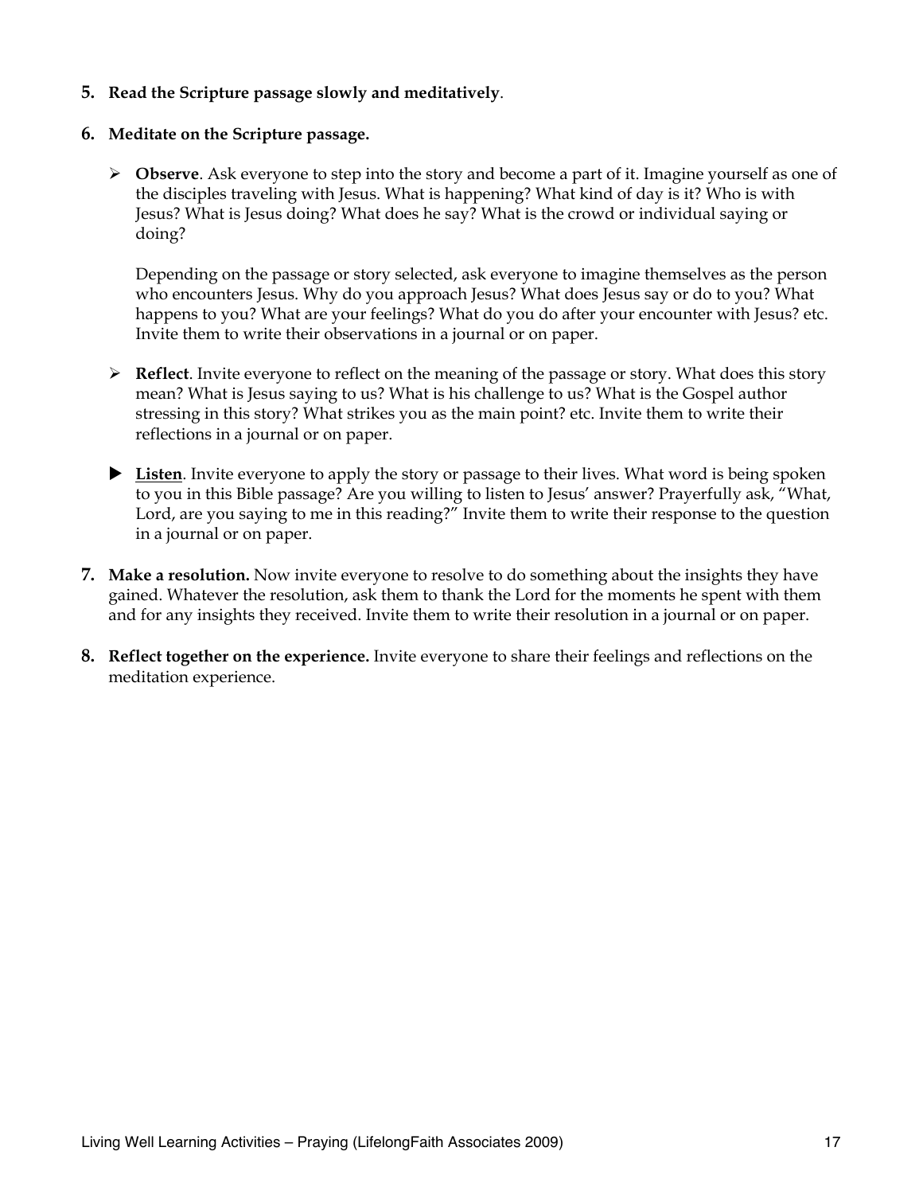5. **Read the Scripture passage slowly and meditatively**.

6. **Meditate on the Scripture passage.**

   - **Observe**. Ask everyone to step into the story and become a part of it. Imagine yourself as one of the disciples traveling with Jesus. What is happening? What kind of day is it? Who is with Jesus? What is Jesus doing? What does he say? What is the crowd or individual saying or doing?

     Depending on the passage or story selected, ask everyone to imagine themselves as the person who encounters Jesus. Why do you approach Jesus? What does Jesus say or do to you? What happens to you? What are your feelings? What do you do after your encounter with Jesus? etc. Invite them to write their observations in a journal or on paper.

   - **Reflect**. Invite everyone to reflect on the meaning of the passage or story. What does this story mean? What is Jesus saying to us? What is his challenge to us? What is the Gospel author stressing in this story? What strikes you as the main point? etc. Invite them to write their reflections in a journal or on paper.

   - **<u>Listen</u>**. Invite everyone to apply the story or passage to their lives. What word is being spoken to you in this Bible passage? Are you willing to listen to Jesus' answer? Prayerfully ask, "What, Lord, are you saying to me in this reading?" Invite them to write their response to the question in a journal or on paper.

7. **Make a resolution.** Now invite everyone to resolve to do something about the insights they have gained. Whatever the resolution, ask them to thank the Lord for the moments he spent with them and for any insights they received. Invite them to write their resolution in a journal or on paper.

8. **Reflect together on the experience.** Invite everyone to share their feelings and reflections on the meditation experience.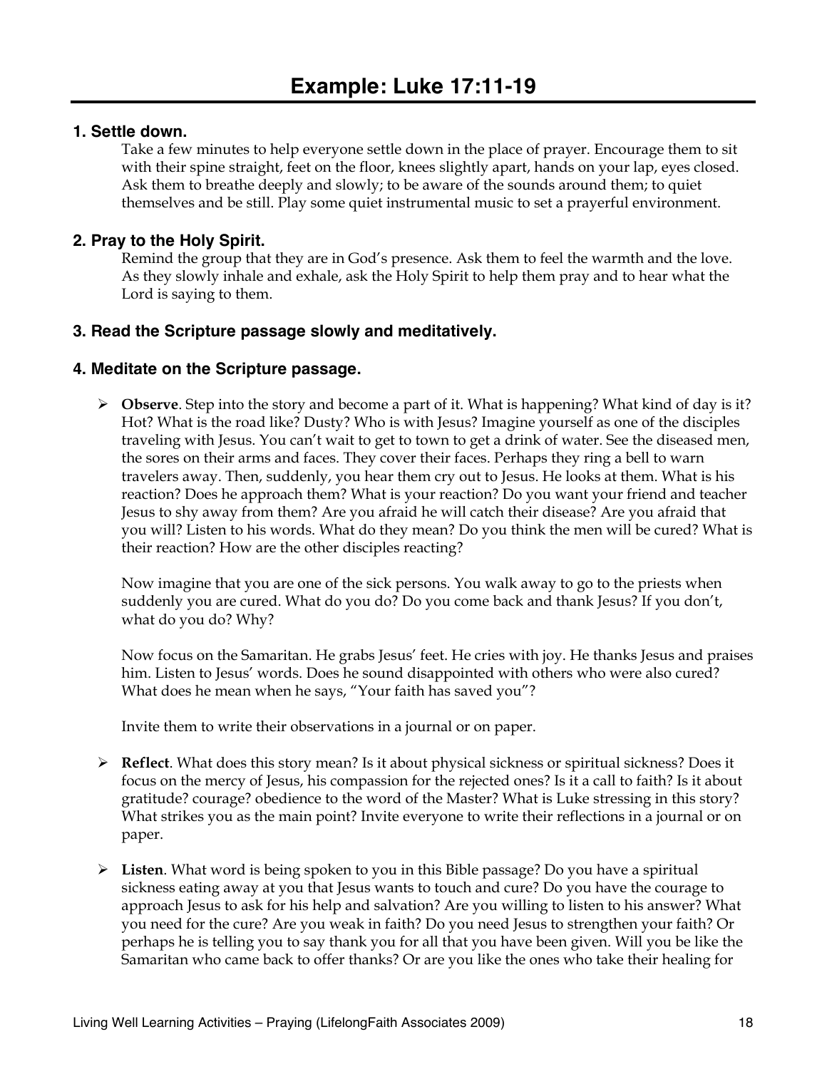# Example: Luke 17:11-19

### 1. Settle down.

Take a few minutes to help everyone settle down in the place of prayer. Encourage them to sit with their spine straight, feet on the floor, knees slightly apart, hands on your lap, eyes closed. Ask them to breathe deeply and slowly; to be aware of the sounds around them; to quiet themselves and be still. Play some quiet instrumental music to set a prayerful environment.

### 2. Pray to the Holy Spirit.

Remind the group that they are in God's presence. Ask them to feel the warmth and the love. As they slowly inhale and exhale, ask the Holy Spirit to help them pray and to hear what the Lord is saying to them.

### 3. Read the Scripture passage slowly and meditatively.

### 4. Meditate on the Scripture passage.

- **Observe**. Step into the story and become a part of it. What is happening? What kind of day is it? Hot? What is the road like? Dusty? Who is with Jesus? Imagine yourself as one of the disciples traveling with Jesus. You can't wait to get to town to get a drink of water. See the diseased men, the sores on their arms and faces. They cover their faces. Perhaps they ring a bell to warn travelers away. Then, suddenly, you hear them cry out to Jesus. He looks at them. What is his reaction? Does he approach them? What is your reaction? Do you want your friend and teacher Jesus to shy away from them? Are you afraid he will catch their disease? Are you afraid that you will? Listen to his words. What do they mean? Do you think the men will be cured? What is their reaction? How are the other disciples reacting?

  Now imagine that you are one of the sick persons. You walk away to go to the priests when suddenly you are cured. What do you do? Do you come back and thank Jesus? If you don't, what do you do? Why?

  Now focus on the Samaritan. He grabs Jesus' feet. He cries with joy. He thanks Jesus and praises him. Listen to Jesus' words. Does he sound disappointed with others who were also cured? What does he mean when he says, "Your faith has saved you"?

  Invite them to write their observations in a journal or on paper.

- **Reflect**. What does this story mean? Is it about physical sickness or spiritual sickness? Does it focus on the mercy of Jesus, his compassion for the rejected ones? Is it a call to faith? Is it about gratitude? courage? obedience to the word of the Master? What is Luke stressing in this story? What strikes you as the main point? Invite everyone to write their reflections in a journal or on paper.

- **Listen**. What word is being spoken to you in this Bible passage? Do you have a spiritual sickness eating away at you that Jesus wants to touch and cure? Do you have the courage to approach Jesus to ask for his help and salvation? Are you willing to listen to his answer? What you need for the cure? Are you weak in faith? Do you need Jesus to strengthen your faith? Or perhaps he is telling you to say thank you for all that you have been given. Will you be like the Samaritan who came back to offer thanks? Or are you like the ones who take their healing for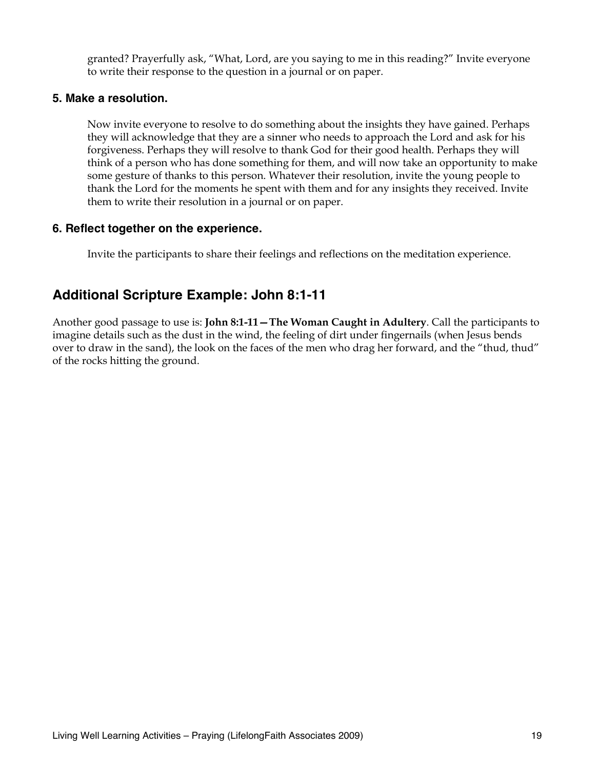granted? Prayerfully ask, "What, Lord, are you saying to me in this reading?" Invite everyone to write their response to the question in a journal or on paper.

### 5. Make a resolution.

Now invite everyone to resolve to do something about the insights they have gained. Perhaps they will acknowledge that they are a sinner who needs to approach the Lord and ask for his forgiveness. Perhaps they will resolve to thank God for their good health. Perhaps they will think of a person who has done something for them, and will now take an opportunity to make some gesture of thanks to this person. Whatever their resolution, invite the young people to thank the Lord for the moments he spent with them and for any insights they received. Invite them to write their resolution in a journal or on paper.

### 6. Reflect together on the experience.

Invite the participants to share their feelings and reflections on the meditation experience.

## Additional Scripture Example: John 8:1-11

Another good passage to use is: **John 8:1-11—The Woman Caught in Adultery**. Call the participants to imagine details such as the dust in the wind, the feeling of dirt under fingernails (when Jesus bends over to draw in the sand), the look on the faces of the men who drag her forward, and the "thud, thud" of the rocks hitting the ground.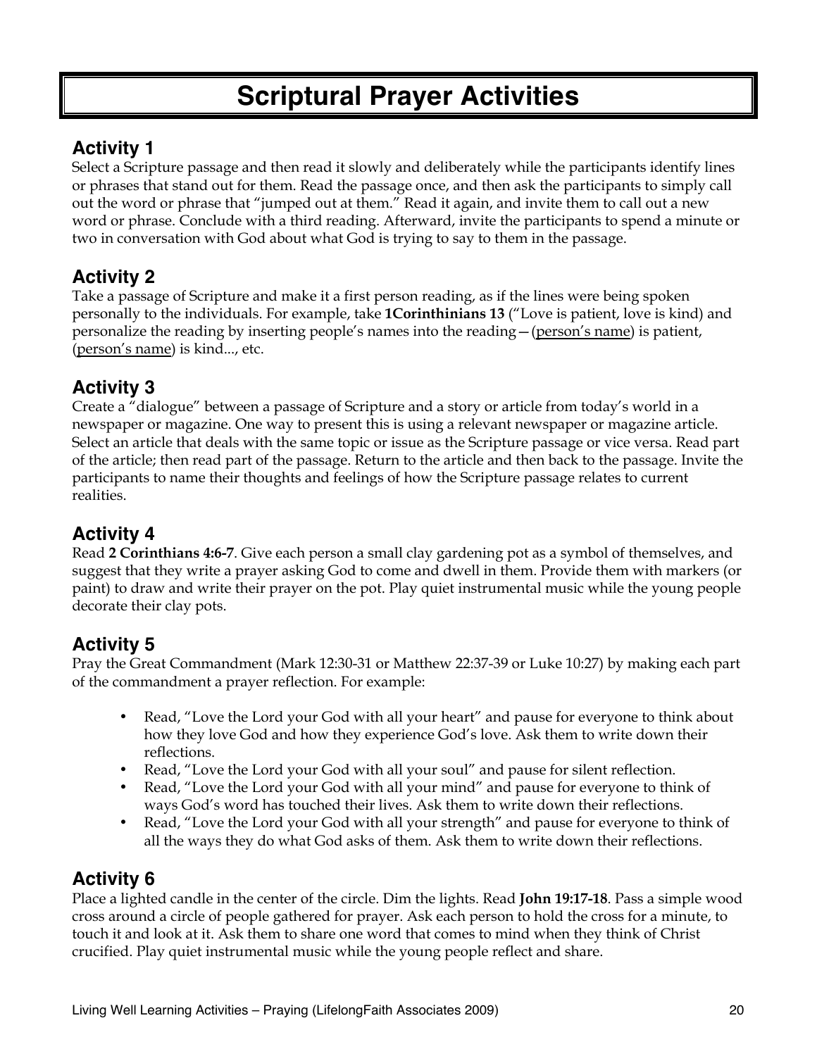# Scriptural Prayer Activities

## Activity 1

Select a Scripture passage and then read it slowly and deliberately while the participants identify lines or phrases that stand out for them. Read the passage once, and then ask the participants to simply call out the word or phrase that "jumped out at them." Read it again, and invite them to call out a new word or phrase. Conclude with a third reading. Afterward, invite the participants to spend a minute or two in conversation with God about what God is trying to say to them in the passage.

## Activity 2

Take a passage of Scripture and make it a first person reading, as if the lines were being spoken personally to the individuals. For example, take **1Corinthinians 13** ("Love is patient, love is kind) and personalize the reading by inserting people's names into the reading—(<u>person's name</u>) is patient, (<u>person's name</u>) is kind..., etc.

## Activity 3

Create a "dialogue" between a passage of Scripture and a story or article from today's world in a newspaper or magazine. One way to present this is using a relevant newspaper or magazine article. Select an article that deals with the same topic or issue as the Scripture passage or vice versa. Read part of the article; then read part of the passage. Return to the article and then back to the passage. Invite the participants to name their thoughts and feelings of how the Scripture passage relates to current realities.

## Activity 4

Read **2 Corinthians 4:6-7**. Give each person a small clay gardening pot as a symbol of themselves, and suggest that they write a prayer asking God to come and dwell in them. Provide them with markers (or paint) to draw and write their prayer on the pot. Play quiet instrumental music while the young people decorate their clay pots.

## Activity 5

Pray the Great Commandment (Mark 12:30-31 or Matthew 22:37-39 or Luke 10:27) by making each part of the commandment a prayer reflection. For example:

- Read, "Love the Lord your God with all your heart" and pause for everyone to think about how they love God and how they experience God's love. Ask them to write down their reflections.
- Read, "Love the Lord your God with all your soul" and pause for silent reflection.
- Read, "Love the Lord your God with all your mind" and pause for everyone to think of ways God's word has touched their lives. Ask them to write down their reflections.
- Read, "Love the Lord your God with all your strength" and pause for everyone to think of all the ways they do what God asks of them. Ask them to write down their reflections.

## Activity 6

Place a lighted candle in the center of the circle. Dim the lights. Read **John 19:17-18**. Pass a simple wood cross around a circle of people gathered for prayer. Ask each person to hold the cross for a minute, to touch it and look at it. Ask them to share one word that comes to mind when they think of Christ crucified. Play quiet instrumental music while the young people reflect and share.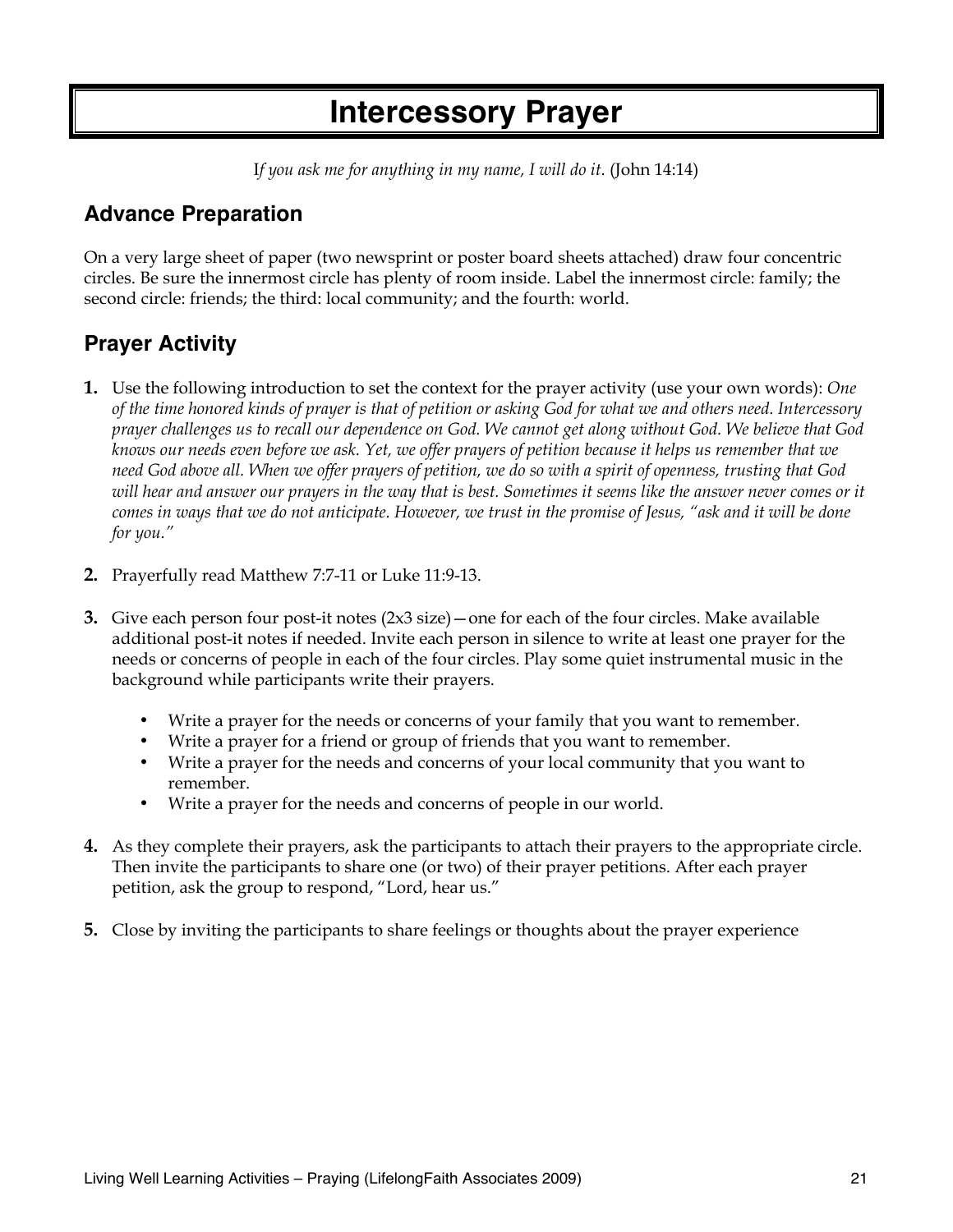# Intercessory Prayer

*If you ask me for anything in my name, I will do it.* (John 14:14)

## Advance Preparation

On a very large sheet of paper (two newsprint or poster board sheets attached) draw four concentric circles. Be sure the innermost circle has plenty of room inside. Label the innermost circle: family; the second circle: friends; the third: local community; and the fourth: world.

## Prayer Activity

**1.** Use the following introduction to set the context for the prayer activity (use your own words): *One of the time honored kinds of prayer is that of petition or asking God for what we and others need. Intercessory prayer challenges us to recall our dependence on God. We cannot get along without God. We believe that God knows our needs even before we ask. Yet, we offer prayers of petition because it helps us remember that we need God above all. When we offer prayers of petition, we do so with a spirit of openness, trusting that God will hear and answer our prayers in the way that is best. Sometimes it seems like the answer never comes or it comes in ways that we do not anticipate. However, we trust in the promise of Jesus, "ask and it will be done for you."*

**2.** Prayerfully read Matthew 7:7-11 or Luke 11:9-13.

**3.** Give each person four post-it notes (2x3 size)—one for each of the four circles. Make available additional post-it notes if needed. Invite each person in silence to write at least one prayer for the needs or concerns of people in each of the four circles. Play some quiet instrumental music in the background while participants write their prayers.

- Write a prayer for the needs or concerns of your family that you want to remember.
- Write a prayer for a friend or group of friends that you want to remember.
- Write a prayer for the needs and concerns of your local community that you want to remember.
- Write a prayer for the needs and concerns of people in our world.

**4.** As they complete their prayers, ask the participants to attach their prayers to the appropriate circle. Then invite the participants to share one (or two) of their prayer petitions. After each prayer petition, ask the group to respond, "Lord, hear us."

**5.** Close by inviting the participants to share feelings or thoughts about the prayer experience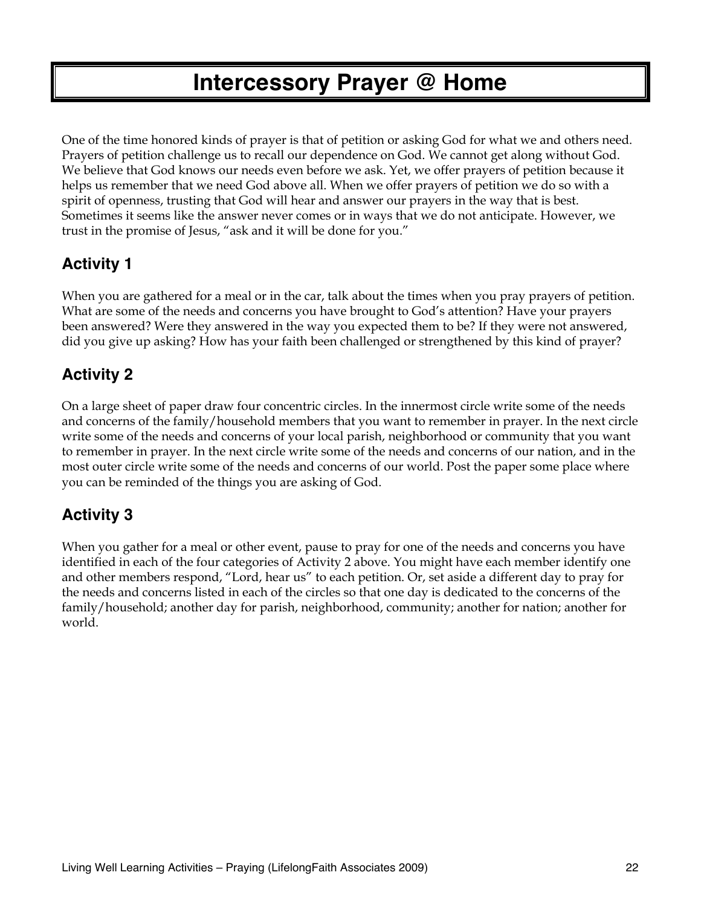# Intercessory Prayer @ Home

One of the time honored kinds of prayer is that of petition or asking God for what we and others need. Prayers of petition challenge us to recall our dependence on God. We cannot get along without God. We believe that God knows our needs even before we ask. Yet, we offer prayers of petition because it helps us remember that we need God above all. When we offer prayers of petition we do so with a spirit of openness, trusting that God will hear and answer our prayers in the way that is best. Sometimes it seems like the answer never comes or in ways that we do not anticipate. However, we trust in the promise of Jesus, "ask and it will be done for you."

## Activity 1

When you are gathered for a meal or in the car, talk about the times when you pray prayers of petition. What are some of the needs and concerns you have brought to God's attention? Have your prayers been answered? Were they answered in the way you expected them to be? If they were not answered, did you give up asking? How has your faith been challenged or strengthened by this kind of prayer?

## Activity 2

On a large sheet of paper draw four concentric circles. In the innermost circle write some of the needs and concerns of the family/household members that you want to remember in prayer. In the next circle write some of the needs and concerns of your local parish, neighborhood or community that you want to remember in prayer. In the next circle write some of the needs and concerns of our nation, and in the most outer circle write some of the needs and concerns of our world. Post the paper some place where you can be reminded of the things you are asking of God.

## Activity 3

When you gather for a meal or other event, pause to pray for one of the needs and concerns you have identified in each of the four categories of Activity 2 above. You might have each member identify one and other members respond, "Lord, hear us" to each petition. Or, set aside a different day to pray for the needs and concerns listed in each of the circles so that one day is dedicated to the concerns of the family/household; another day for parish, neighborhood, community; another for nation; another for world.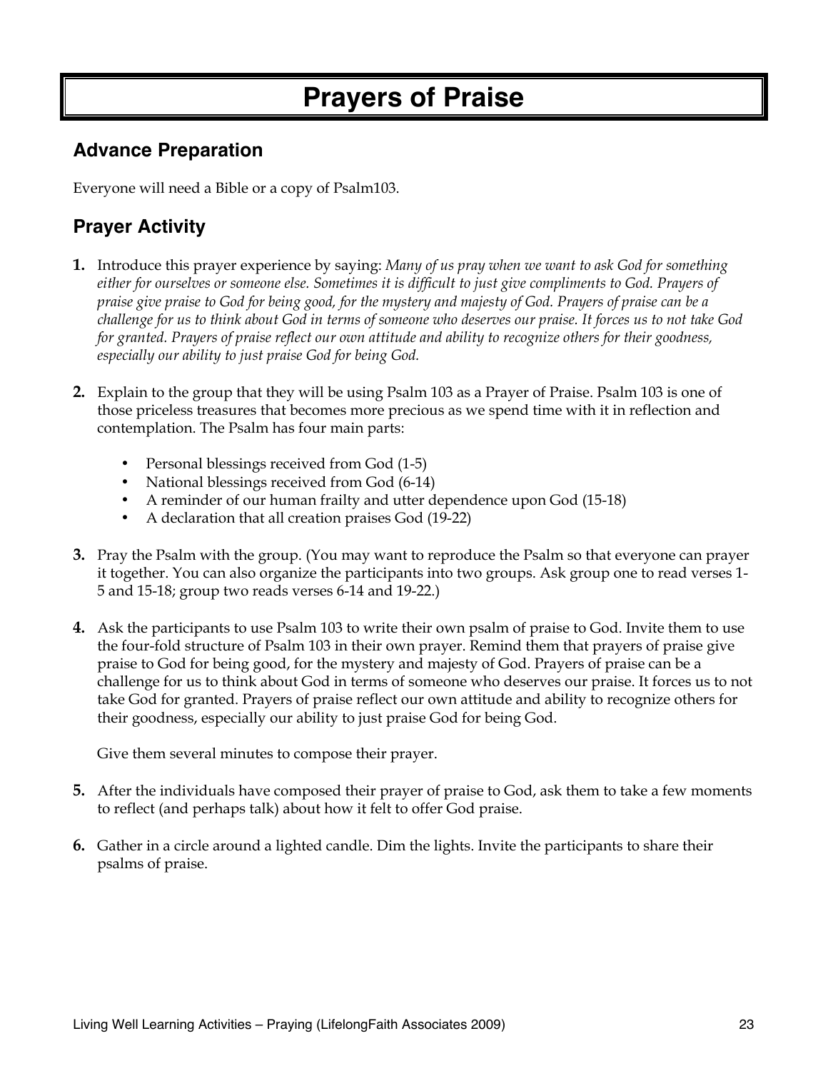# Prayers of Praise

## Advance Preparation

Everyone will need a Bible or a copy of Psalm103.

## Prayer Activity

**1.** Introduce this prayer experience by saying: *Many of us pray when we want to ask God for something either for ourselves or someone else. Sometimes it is difficult to just give compliments to God. Prayers of praise give praise to God for being good, for the mystery and majesty of God. Prayers of praise can be a challenge for us to think about God in terms of someone who deserves our praise. It forces us to not take God for granted. Prayers of praise reflect our own attitude and ability to recognize others for their goodness, especially our ability to just praise God for being God.*

**2.** Explain to the group that they will be using Psalm 103 as a Prayer of Praise. Psalm 103 is one of those priceless treasures that becomes more precious as we spend time with it in reflection and contemplation. The Psalm has four main parts:

- Personal blessings received from God (1-5)
- National blessings received from God (6-14)
- A reminder of our human frailty and utter dependence upon God (15-18)
- A declaration that all creation praises God (19-22)

**3.** Pray the Psalm with the group. (You may want to reproduce the Psalm so that everyone can prayer it together. You can also organize the participants into two groups. Ask group one to read verses 1-5 and 15-18; group two reads verses 6-14 and 19-22.)

**4.** Ask the participants to use Psalm 103 to write their own psalm of praise to God. Invite them to use the four-fold structure of Psalm 103 in their own prayer. Remind them that prayers of praise give praise to God for being good, for the mystery and majesty of God. Prayers of praise can be a challenge for us to think about God in terms of someone who deserves our praise. It forces us to not take God for granted. Prayers of praise reflect our own attitude and ability to recognize others for their goodness, especially our ability to just praise God for being God.

   Give them several minutes to compose their prayer.

**5.** After the individuals have composed their prayer of praise to God, ask them to take a few moments to reflect (and perhaps talk) about how it felt to offer God praise.

**6.** Gather in a circle around a lighted candle. Dim the lights. Invite the participants to share their psalms of praise.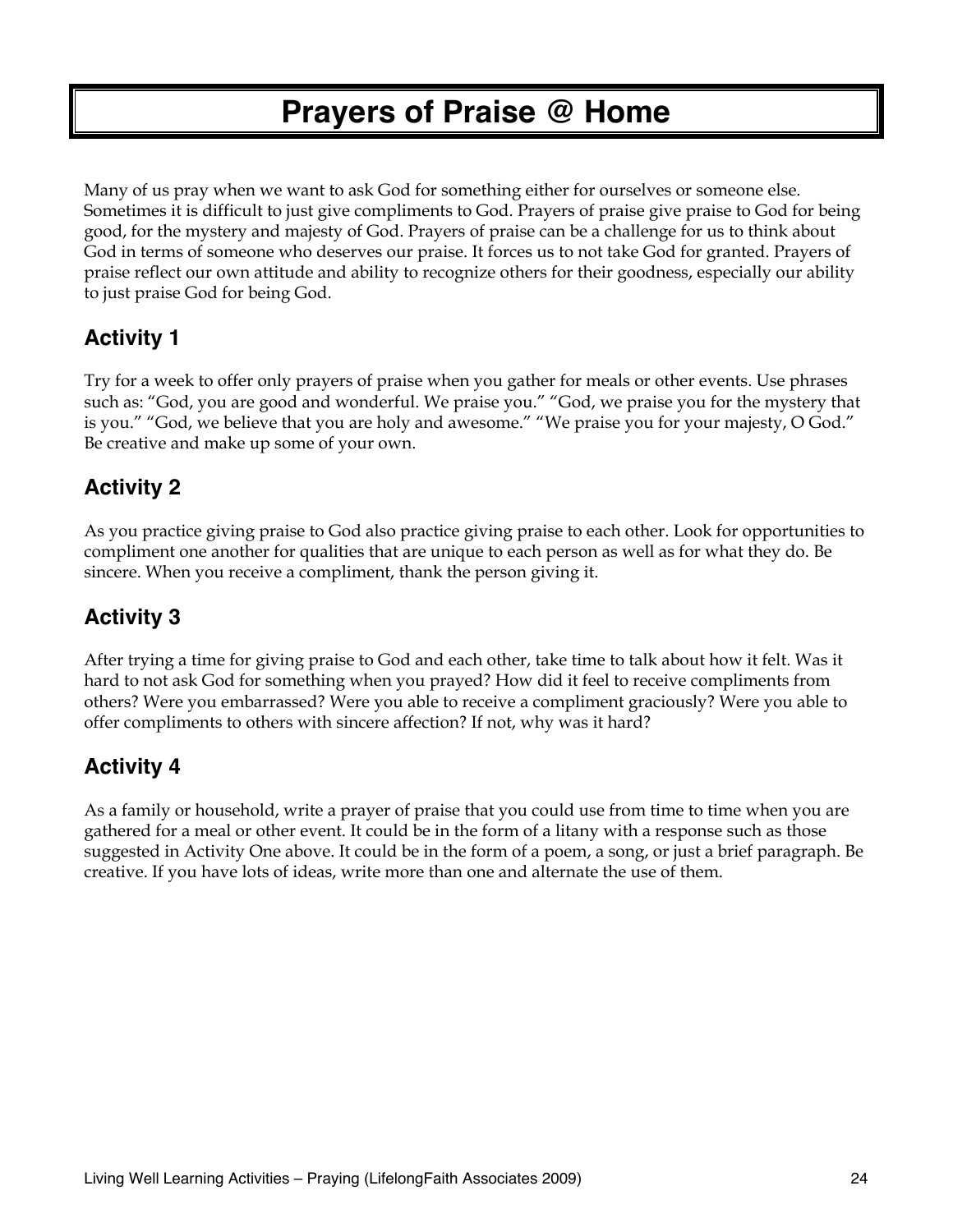# Prayers of Praise @ Home

Many of us pray when we want to ask God for something either for ourselves or someone else. Sometimes it is difficult to just give compliments to God. Prayers of praise give praise to God for being good, for the mystery and majesty of God. Prayers of praise can be a challenge for us to think about God in terms of someone who deserves our praise. It forces us to not take God for granted. Prayers of praise reflect our own attitude and ability to recognize others for their goodness, especially our ability to just praise God for being God.

## Activity 1

Try for a week to offer only prayers of praise when you gather for meals or other events. Use phrases such as: "God, you are good and wonderful. We praise you." "God, we praise you for the mystery that is you." "God, we believe that you are holy and awesome." "We praise you for your majesty, O God." Be creative and make up some of your own.

## Activity 2

As you practice giving praise to God also practice giving praise to each other. Look for opportunities to compliment one another for qualities that are unique to each person as well as for what they do. Be sincere. When you receive a compliment, thank the person giving it.

## Activity 3

After trying a time for giving praise to God and each other, take time to talk about how it felt. Was it hard to not ask God for something when you prayed? How did it feel to receive compliments from others? Were you embarrassed? Were you able to receive a compliment graciously? Were you able to offer compliments to others with sincere affection? If not, why was it hard?

## Activity 4

As a family or household, write a prayer of praise that you could use from time to time when you are gathered for a meal or other event. It could be in the form of a litany with a response such as those suggested in Activity One above. It could be in the form of a poem, a song, or just a brief paragraph. Be creative. If you have lots of ideas, write more than one and alternate the use of them.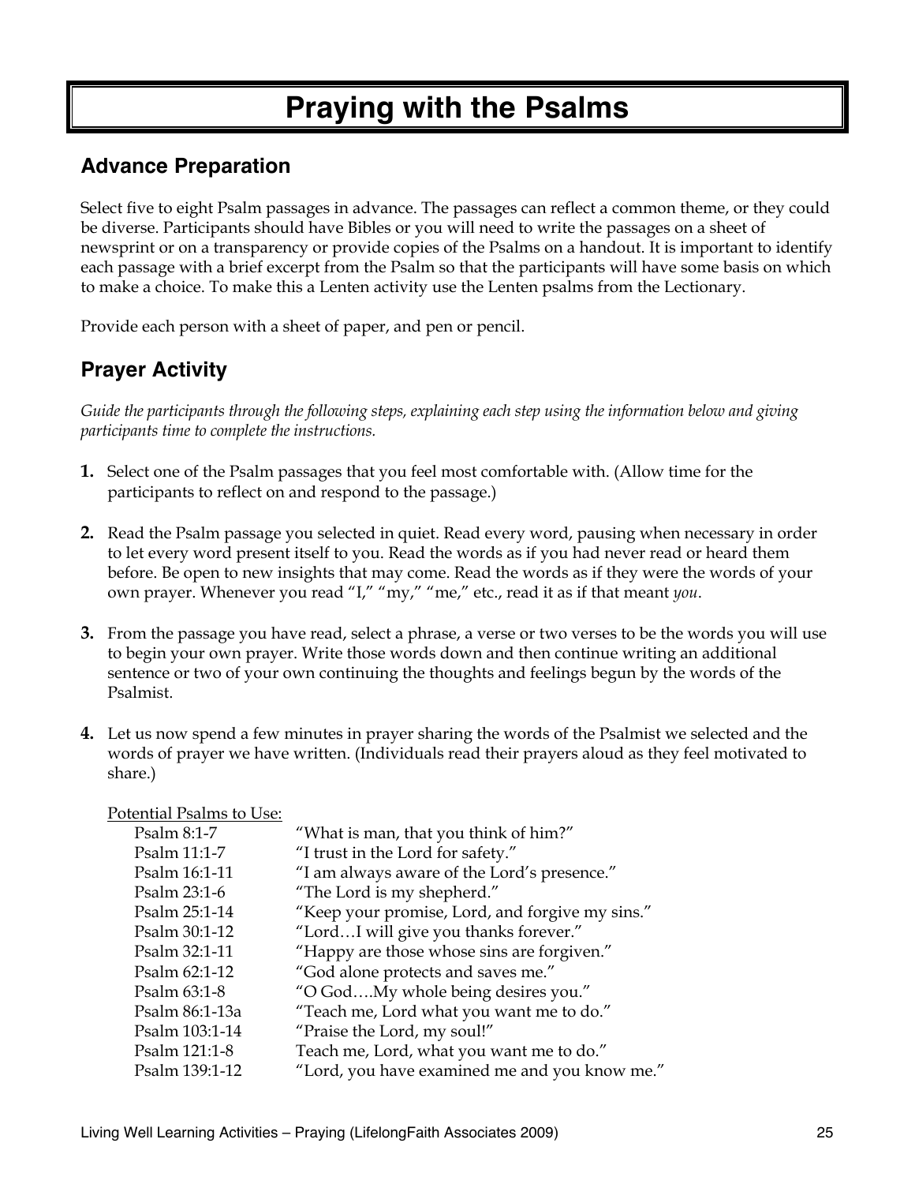# Praying with the Psalms

## Advance Preparation

Select five to eight Psalm passages in advance. The passages can reflect a common theme, or they could be diverse. Participants should have Bibles or you will need to write the passages on a sheet of newsprint or on a transparency or provide copies of the Psalms on a handout. It is important to identify each passage with a brief excerpt from the Psalm so that the participants will have some basis on which to make a choice. To make this a Lenten activity use the Lenten psalms from the Lectionary.

Provide each person with a sheet of paper, and pen or pencil.

## Prayer Activity

*Guide the participants through the following steps, explaining each step using the information below and giving participants time to complete the instructions.*

1. Select one of the Psalm passages that you feel most comfortable with. (Allow time for the participants to reflect on and respond to the passage.)

2. Read the Psalm passage you selected in quiet. Read every word, pausing when necessary in order to let every word present itself to you. Read the words as if you had never read or heard them before. Be open to new insights that may come. Read the words as if they were the words of your own prayer. Whenever you read "I," "my," "me," etc., read it as if that meant *you*.

3. From the passage you have read, select a phrase, a verse or two verses to be the words you will use to begin your own prayer. Write those words down and then continue writing an additional sentence or two of your own continuing the thoughts and feelings begun by the words of the Psalmist.

4. Let us now spend a few minutes in prayer sharing the words of the Psalmist we selected and the words of prayer we have written. (Individuals read their prayers aloud as they feel motivated to share.)

Potential Psalms to Use:

| | |
|---|---|
| Psalm 8:1-7 | "What is man, that you think of him?" |
| Psalm 11:1-7 | "I trust in the Lord for safety." |
| Psalm 16:1-11 | "I am always aware of the Lord's presence." |
| Psalm 23:1-6 | "The Lord is my shepherd." |
| Psalm 25:1-14 | "Keep your promise, Lord, and forgive my sins." |
| Psalm 30:1-12 | "Lord…I will give you thanks forever." |
| Psalm 32:1-11 | "Happy are those whose sins are forgiven." |
| Psalm 62:1-12 | "God alone protects and saves me." |
| Psalm 63:1-8 | "O God….My whole being desires you." |
| Psalm 86:1-13a | "Teach me, Lord what you want me to do." |
| Psalm 103:1-14 | "Praise the Lord, my soul!" |
| Psalm 121:1-8 | Teach me, Lord, what you want me to do." |
| Psalm 139:1-12 | "Lord, you have examined me and you know me." |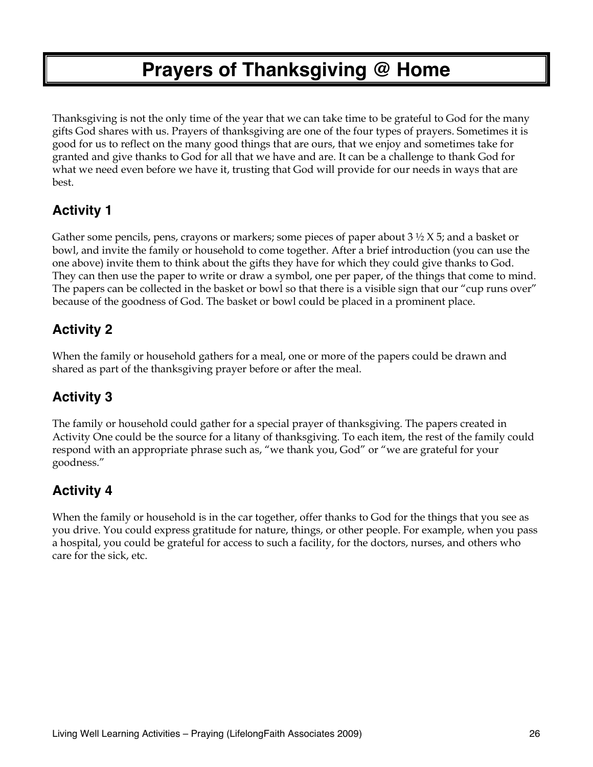# Prayers of Thanksgiving @ Home

Thanksgiving is not the only time of the year that we can take time to be grateful to God for the many gifts God shares with us. Prayers of thanksgiving are one of the four types of prayers. Sometimes it is good for us to reflect on the many good things that are ours, that we enjoy and sometimes take for granted and give thanks to God for all that we have and are. It can be a challenge to thank God for what we need even before we have it, trusting that God will provide for our needs in ways that are best.

## Activity 1

Gather some pencils, pens, crayons or markers; some pieces of paper about 3 ½ X 5; and a basket or bowl, and invite the family or household to come together. After a brief introduction (you can use the one above) invite them to think about the gifts they have for which they could give thanks to God. They can then use the paper to write or draw a symbol, one per paper, of the things that come to mind. The papers can be collected in the basket or bowl so that there is a visible sign that our "cup runs over" because of the goodness of God. The basket or bowl could be placed in a prominent place.

## Activity 2

When the family or household gathers for a meal, one or more of the papers could be drawn and shared as part of the thanksgiving prayer before or after the meal.

## Activity 3

The family or household could gather for a special prayer of thanksgiving. The papers created in Activity One could be the source for a litany of thanksgiving. To each item, the rest of the family could respond with an appropriate phrase such as, "we thank you, God" or "we are grateful for your goodness."

## Activity 4

When the family or household is in the car together, offer thanks to God for the things that you see as you drive. You could express gratitude for nature, things, or other people. For example, when you pass a hospital, you could be grateful for access to such a facility, for the doctors, nurses, and others who care for the sick, etc.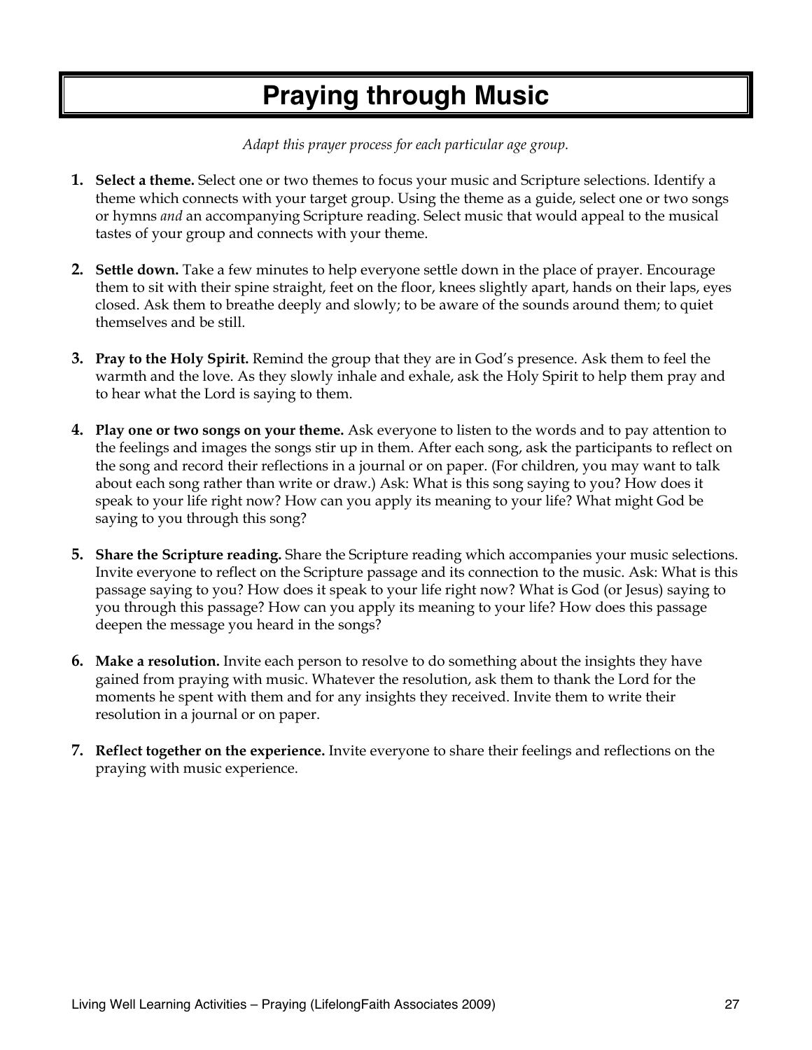# Praying through Music

*Adapt this prayer process for each particular age group.*

1. **Select a theme.** Select one or two themes to focus your music and Scripture selections. Identify a theme which connects with your target group. Using the theme as a guide, select one or two songs or hymns *and* an accompanying Scripture reading. Select music that would appeal to the musical tastes of your group and connects with your theme.

2. **Settle down.** Take a few minutes to help everyone settle down in the place of prayer. Encourage them to sit with their spine straight, feet on the floor, knees slightly apart, hands on their laps, eyes closed. Ask them to breathe deeply and slowly; to be aware of the sounds around them; to quiet themselves and be still.

3. **Pray to the Holy Spirit.** Remind the group that they are in God's presence. Ask them to feel the warmth and the love. As they slowly inhale and exhale, ask the Holy Spirit to help them pray and to hear what the Lord is saying to them.

4. **Play one or two songs on your theme.** Ask everyone to listen to the words and to pay attention to the feelings and images the songs stir up in them. After each song, ask the participants to reflect on the song and record their reflections in a journal or on paper. (For children, you may want to talk about each song rather than write or draw.) Ask: What is this song saying to you? How does it speak to your life right now? How can you apply its meaning to your life? What might God be saying to you through this song?

5. **Share the Scripture reading.** Share the Scripture reading which accompanies your music selections. Invite everyone to reflect on the Scripture passage and its connection to the music. Ask: What is this passage saying to you? How does it speak to your life right now? What is God (or Jesus) saying to you through this passage? How can you apply its meaning to your life? How does this passage deepen the message you heard in the songs?

6. **Make a resolution.** Invite each person to resolve to do something about the insights they have gained from praying with music. Whatever the resolution, ask them to thank the Lord for the moments he spent with them and for any insights they received. Invite them to write their resolution in a journal or on paper.

7. **Reflect together on the experience.** Invite everyone to share their feelings and reflections on the praying with music experience.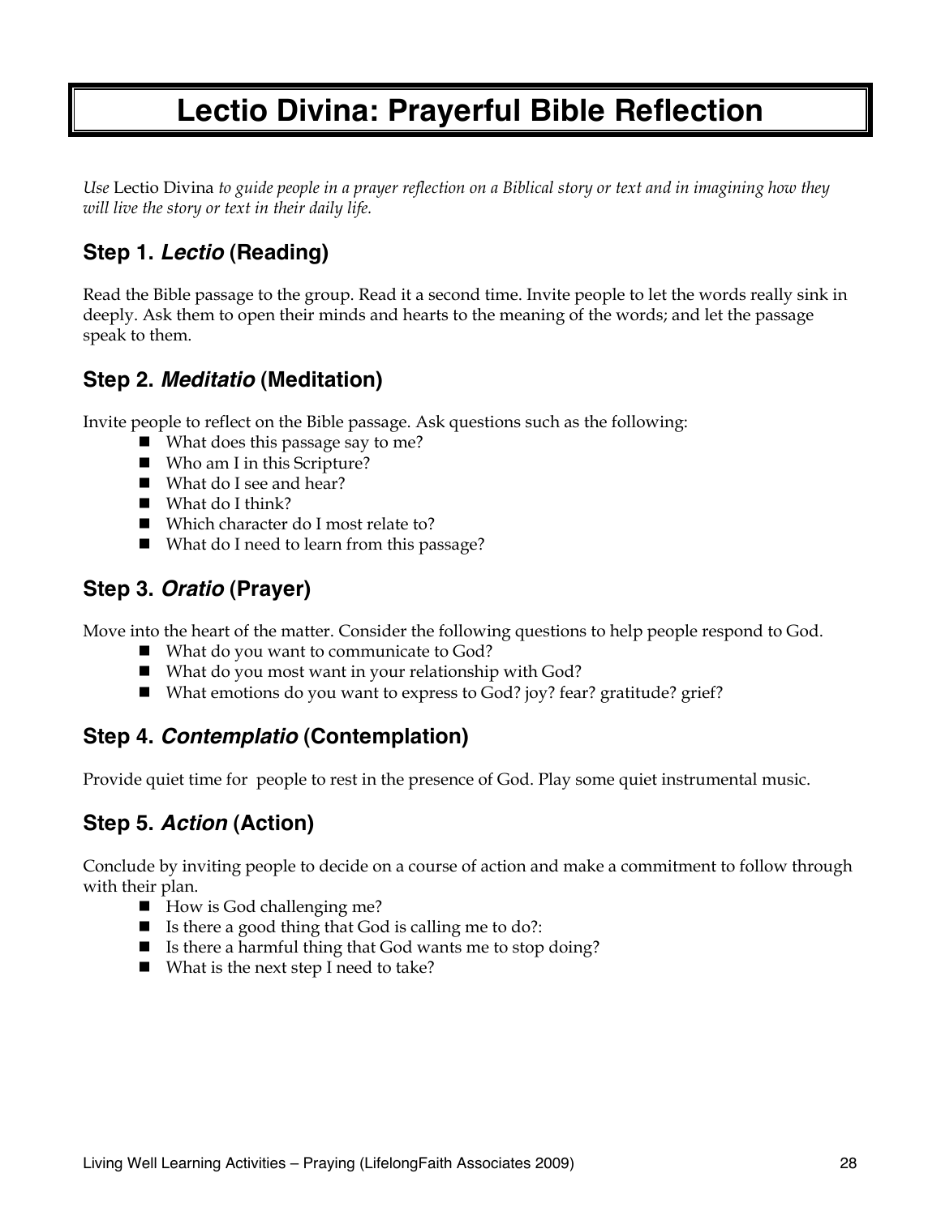# Lectio Divina: Prayerful Bible Reflection

*Use* Lectio Divina *to guide people in a prayer reflection on a Biblical story or text and in imagining how they will live the story or text in their daily life.*

## Step 1. *Lectio* (Reading)

Read the Bible passage to the group. Read it a second time. Invite people to let the words really sink in deeply. Ask them to open their minds and hearts to the meaning of the words; and let the passage speak to them.

## Step 2. *Meditatio* (Meditation)

Invite people to reflect on the Bible passage. Ask questions such as the following:

- What does this passage say to me?
- Who am I in this Scripture?
- What do I see and hear?
- What do I think?
- Which character do I most relate to?
- What do I need to learn from this passage?

## Step 3. *Oratio* (Prayer)

Move into the heart of the matter. Consider the following questions to help people respond to God.

- What do you want to communicate to God?
- What do you most want in your relationship with God?
- What emotions do you want to express to God? joy? fear? gratitude? grief?

## Step 4. *Contemplatio* (Contemplation)

Provide quiet time for people to rest in the presence of God. Play some quiet instrumental music.

## Step 5. *Action* (Action)

Conclude by inviting people to decide on a course of action and make a commitment to follow through with their plan.

- How is God challenging me?
- Is there a good thing that God is calling me to do?:
- Is there a harmful thing that God wants me to stop doing?
- What is the next step I need to take?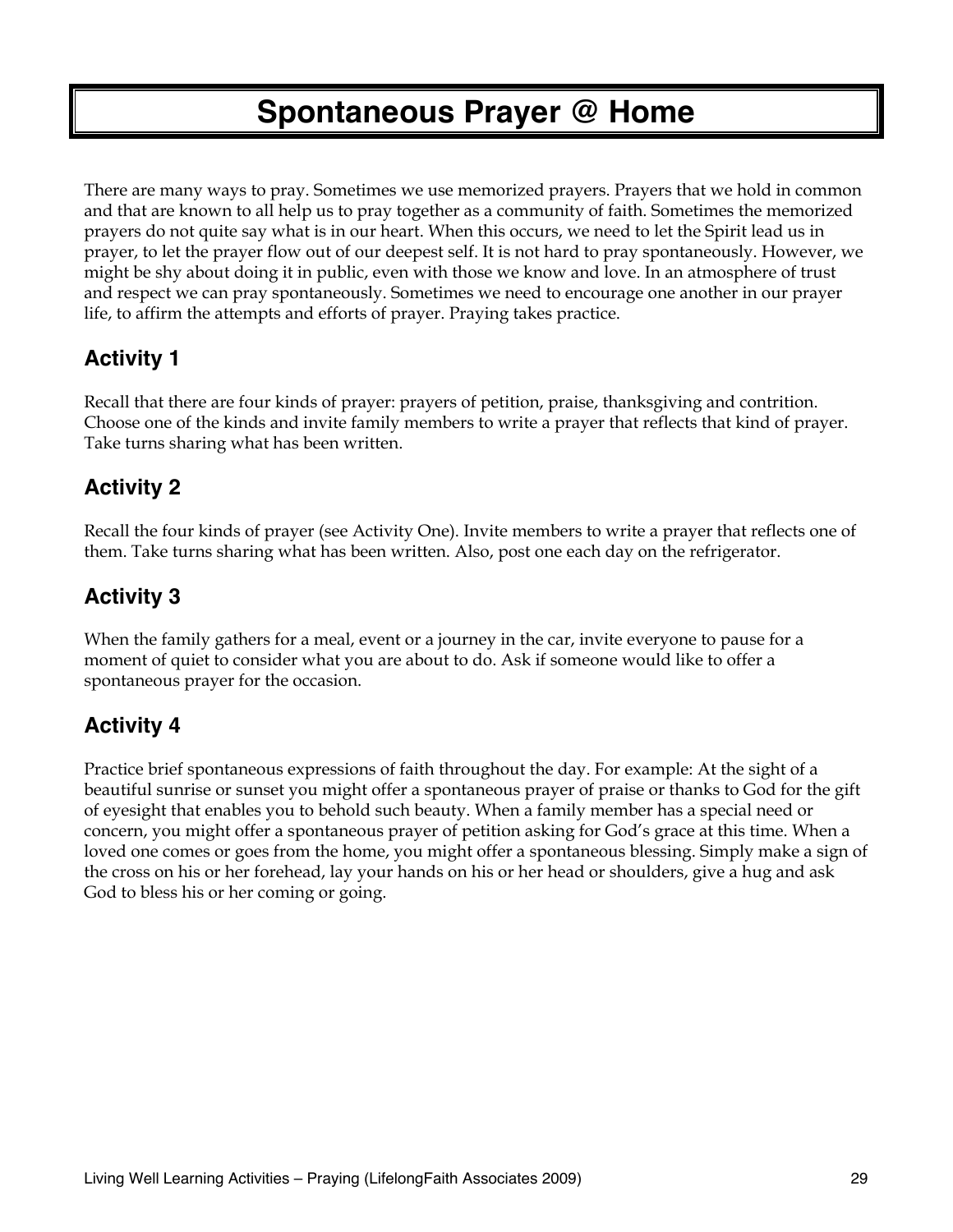# Spontaneous Prayer @ Home

There are many ways to pray. Sometimes we use memorized prayers. Prayers that we hold in common and that are known to all help us to pray together as a community of faith. Sometimes the memorized prayers do not quite say what is in our heart. When this occurs, we need to let the Spirit lead us in prayer, to let the prayer flow out of our deepest self. It is not hard to pray spontaneously. However, we might be shy about doing it in public, even with those we know and love. In an atmosphere of trust and respect we can pray spontaneously. Sometimes we need to encourage one another in our prayer life, to affirm the attempts and efforts of prayer. Praying takes practice.

## Activity 1

Recall that there are four kinds of prayer: prayers of petition, praise, thanksgiving and contrition. Choose one of the kinds and invite family members to write a prayer that reflects that kind of prayer. Take turns sharing what has been written.

## Activity 2

Recall the four kinds of prayer (see Activity One). Invite members to write a prayer that reflects one of them. Take turns sharing what has been written. Also, post one each day on the refrigerator.

## Activity 3

When the family gathers for a meal, event or a journey in the car, invite everyone to pause for a moment of quiet to consider what you are about to do. Ask if someone would like to offer a spontaneous prayer for the occasion.

## Activity 4

Practice brief spontaneous expressions of faith throughout the day. For example: At the sight of a beautiful sunrise or sunset you might offer a spontaneous prayer of praise or thanks to God for the gift of eyesight that enables you to behold such beauty. When a family member has a special need or concern, you might offer a spontaneous prayer of petition asking for God's grace at this time. When a loved one comes or goes from the home, you might offer a spontaneous blessing. Simply make a sign of the cross on his or her forehead, lay your hands on his or her head or shoulders, give a hug and ask God to bless his or her coming or going.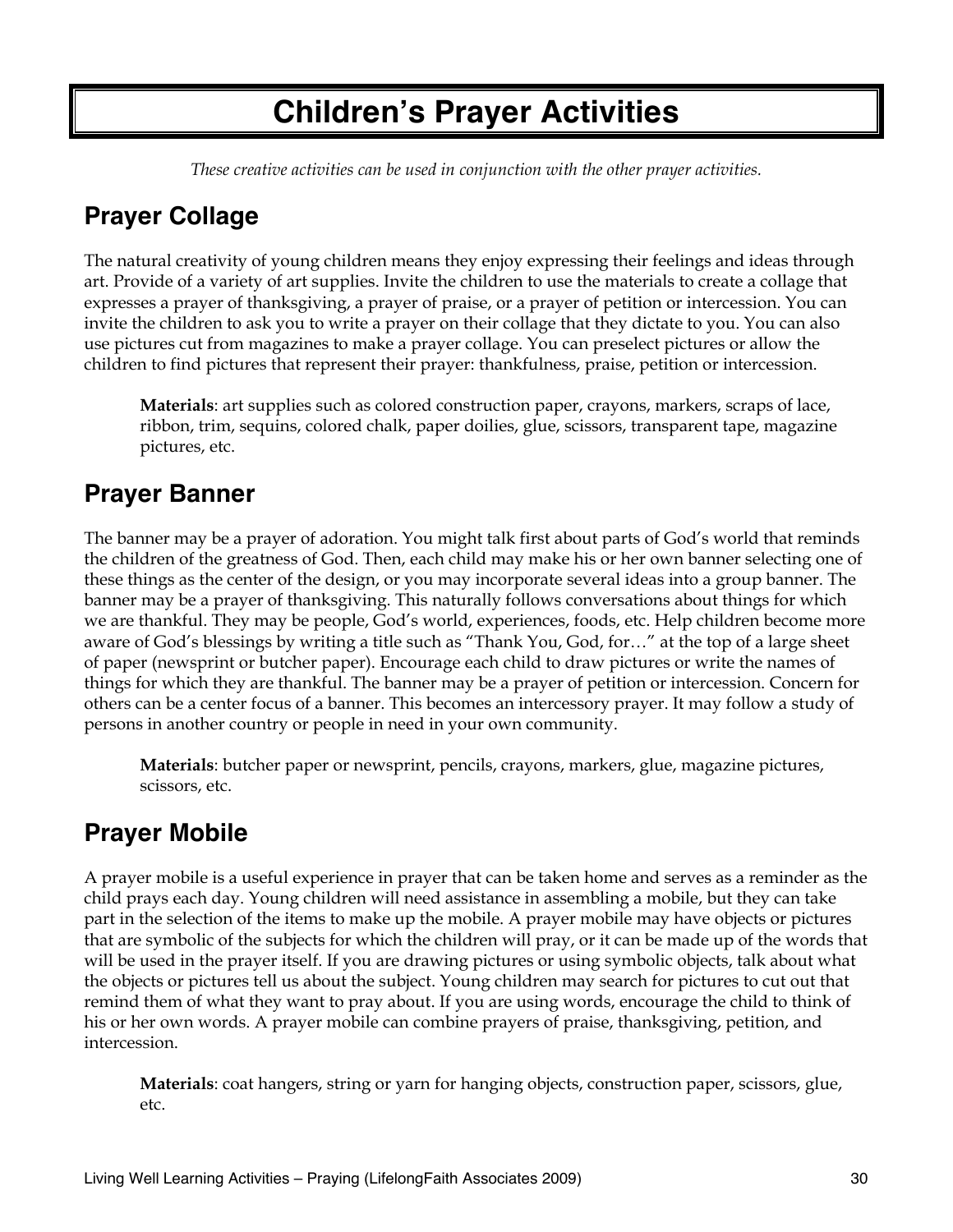# Children's Prayer Activities

*These creative activities can be used in conjunction with the other prayer activities.*

## Prayer Collage

The natural creativity of young children means they enjoy expressing their feelings and ideas through art. Provide of a variety of art supplies. Invite the children to use the materials to create a collage that expresses a prayer of thanksgiving, a prayer of praise, or a prayer of petition or intercession. You can invite the children to ask you to write a prayer on their collage that they dictate to you. You can also use pictures cut from magazines to make a prayer collage. You can preselect pictures or allow the children to find pictures that represent their prayer: thankfulness, praise, petition or intercession.

> **Materials**: art supplies such as colored construction paper, crayons, markers, scraps of lace, ribbon, trim, sequins, colored chalk, paper doilies, glue, scissors, transparent tape, magazine pictures, etc.

## Prayer Banner

The banner may be a prayer of adoration. You might talk first about parts of God's world that reminds the children of the greatness of God. Then, each child may make his or her own banner selecting one of these things as the center of the design, or you may incorporate several ideas into a group banner. The banner may be a prayer of thanksgiving. This naturally follows conversations about things for which we are thankful. They may be people, God's world, experiences, foods, etc. Help children become more aware of God's blessings by writing a title such as "Thank You, God, for…" at the top of a large sheet of paper (newsprint or butcher paper). Encourage each child to draw pictures or write the names of things for which they are thankful. The banner may be a prayer of petition or intercession. Concern for others can be a center focus of a banner. This becomes an intercessory prayer. It may follow a study of persons in another country or people in need in your own community.

> **Materials**: butcher paper or newsprint, pencils, crayons, markers, glue, magazine pictures, scissors, etc.

## Prayer Mobile

A prayer mobile is a useful experience in prayer that can be taken home and serves as a reminder as the child prays each day. Young children will need assistance in assembling a mobile, but they can take part in the selection of the items to make up the mobile. A prayer mobile may have objects or pictures that are symbolic of the subjects for which the children will pray, or it can be made up of the words that will be used in the prayer itself. If you are drawing pictures or using symbolic objects, talk about what the objects or pictures tell us about the subject. Young children may search for pictures to cut out that remind them of what they want to pray about. If you are using words, encourage the child to think of his or her own words. A prayer mobile can combine prayers of praise, thanksgiving, petition, and intercession.

> **Materials**: coat hangers, string or yarn for hanging objects, construction paper, scissors, glue, etc.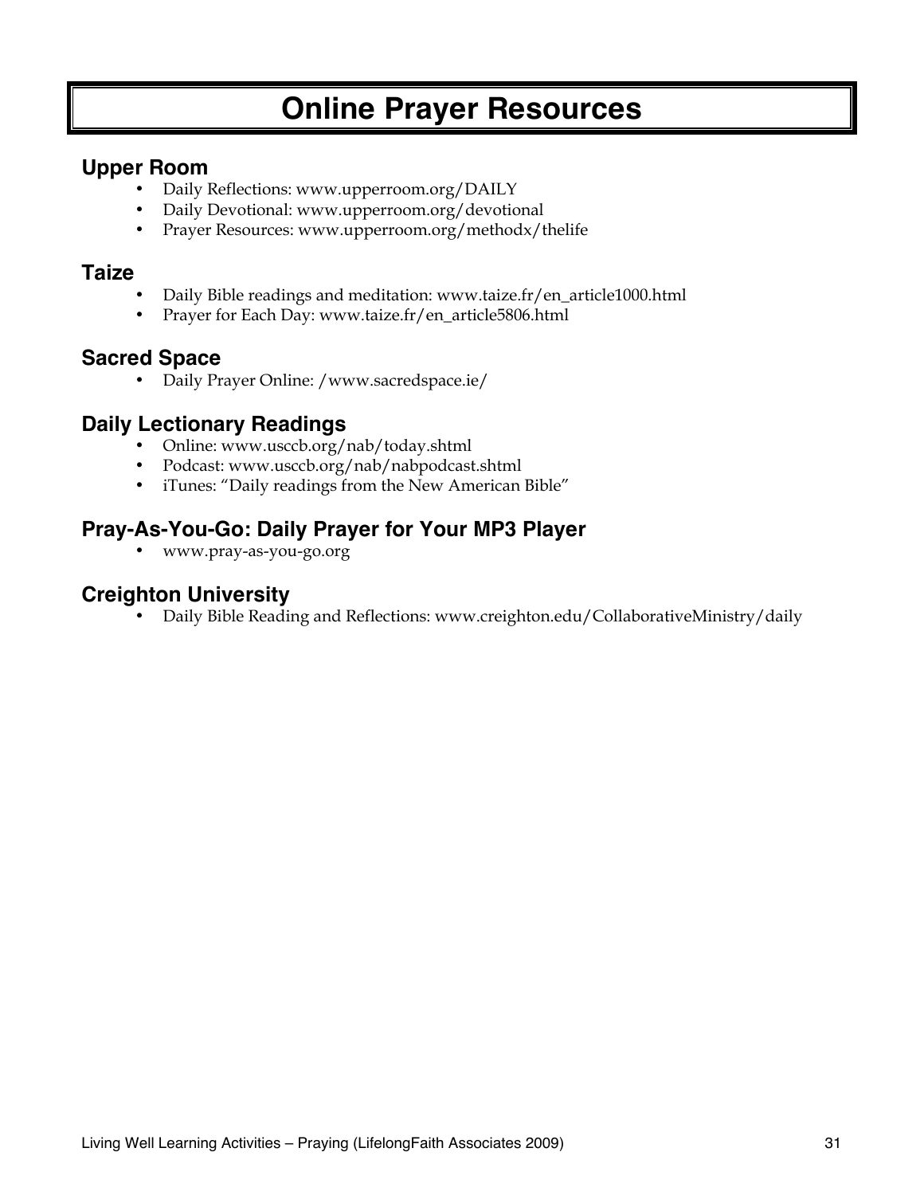# Online Prayer Resources

## Upper Room

- Daily Reflections: www.upperroom.org/DAILY
- Daily Devotional: www.upperroom.org/devotional
- Prayer Resources: www.upperroom.org/methodx/thelife

## Taize

- Daily Bible readings and meditation: www.taize.fr/en_article1000.html
- Prayer for Each Day: www.taize.fr/en_article5806.html

## Sacred Space

- Daily Prayer Online: /www.sacredspace.ie/

## Daily Lectionary Readings

- Online: www.usccb.org/nab/today.shtml
- Podcast: www.usccb.org/nab/nabpodcast.shtml
- iTunes: "Daily readings from the New American Bible"

## Pray-As-You-Go: Daily Prayer for Your MP3 Player

- www.pray-as-you-go.org

## Creighton University

- Daily Bible Reading and Reflections: www.creighton.edu/CollaborativeMinistry/daily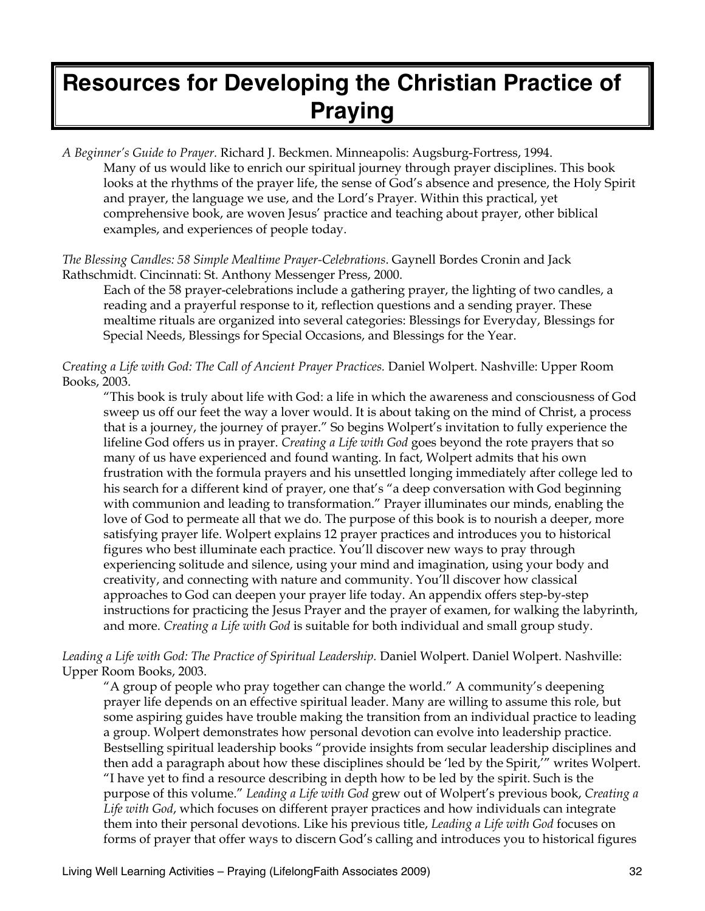# Resources for Developing the Christian Practice of Praying

*A Beginner's Guide to Prayer.* Richard J. Beckmen. Minneapolis: Augsburg-Fortress, 1994.

Many of us would like to enrich our spiritual journey through prayer disciplines. This book looks at the rhythms of the prayer life, the sense of God's absence and presence, the Holy Spirit and prayer, the language we use, and the Lord's Prayer. Within this practical, yet comprehensive book, are woven Jesus' practice and teaching about prayer, other biblical examples, and experiences of people today.

*The Blessing Candles: 58 Simple Mealtime Prayer-Celebrations*. Gaynell Bordes Cronin and Jack Rathschmidt. Cincinnati: St. Anthony Messenger Press, 2000.

Each of the 58 prayer-celebrations include a gathering prayer, the lighting of two candles, a reading and a prayerful response to it, reflection questions and a sending prayer. These mealtime rituals are organized into several categories: Blessings for Everyday, Blessings for Special Needs, Blessings for Special Occasions, and Blessings for the Year.

*Creating a Life with God: The Call of Ancient Prayer Practices.* Daniel Wolpert. Nashville: Upper Room Books, 2003.

"This book is truly about life with God: a life in which the awareness and consciousness of God sweep us off our feet the way a lover would. It is about taking on the mind of Christ, a process that is a journey, the journey of prayer." So begins Wolpert's invitation to fully experience the lifeline God offers us in prayer. *Creating a Life with God* goes beyond the rote prayers that so many of us have experienced and found wanting. In fact, Wolpert admits that his own frustration with the formula prayers and his unsettled longing immediately after college led to his search for a different kind of prayer, one that's "a deep conversation with God beginning with communion and leading to transformation." Prayer illuminates our minds, enabling the love of God to permeate all that we do. The purpose of this book is to nourish a deeper, more satisfying prayer life. Wolpert explains 12 prayer practices and introduces you to historical figures who best illuminate each practice. You'll discover new ways to pray through experiencing solitude and silence, using your mind and imagination, using your body and creativity, and connecting with nature and community. You'll discover how classical approaches to God can deepen your prayer life today. An appendix offers step-by-step instructions for practicing the Jesus Prayer and the prayer of examen, for walking the labyrinth, and more. *Creating a Life with God* is suitable for both individual and small group study.

*Leading a Life with God: The Practice of Spiritual Leadership.* Daniel Wolpert. Daniel Wolpert. Nashville: Upper Room Books, 2003.

"A group of people who pray together can change the world." A community's deepening prayer life depends on an effective spiritual leader. Many are willing to assume this role, but some aspiring guides have trouble making the transition from an individual practice to leading a group. Wolpert demonstrates how personal devotion can evolve into leadership practice. Bestselling spiritual leadership books "provide insights from secular leadership disciplines and then add a paragraph about how these disciplines should be 'led by the Spirit,'" writes Wolpert. "I have yet to find a resource describing in depth how to be led by the spirit. Such is the purpose of this volume." *Leading a Life with God* grew out of Wolpert's previous book, *Creating a Life with God*, which focuses on different prayer practices and how individuals can integrate them into their personal devotions. Like his previous title, *Leading a Life with God* focuses on forms of prayer that offer ways to discern God's calling and introduces you to historical figures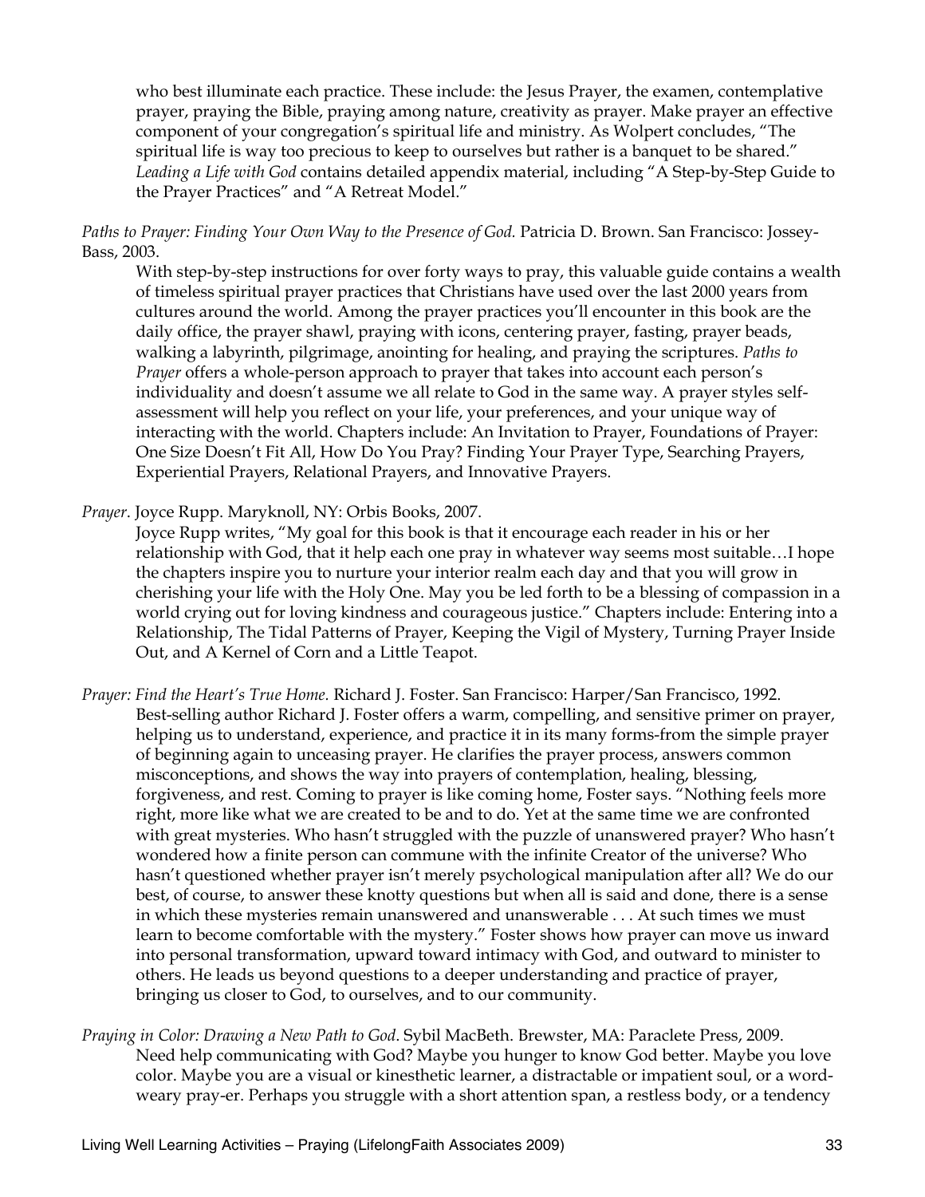who best illuminate each practice. These include: the Jesus Prayer, the examen, contemplative prayer, praying the Bible, praying among nature, creativity as prayer. Make prayer an effective component of your congregation's spiritual life and ministry. As Wolpert concludes, "The spiritual life is way too precious to keep to ourselves but rather is a banquet to be shared." *Leading a Life with God* contains detailed appendix material, including "A Step-by-Step Guide to the Prayer Practices" and "A Retreat Model."

*Paths to Prayer: Finding Your Own Way to the Presence of God.* Patricia D. Brown. San Francisco: Jossey-Bass, 2003.

With step-by-step instructions for over forty ways to pray, this valuable guide contains a wealth of timeless spiritual prayer practices that Christians have used over the last 2000 years from cultures around the world. Among the prayer practices you'll encounter in this book are the daily office, the prayer shawl, praying with icons, centering prayer, fasting, prayer beads, walking a labyrinth, pilgrimage, anointing for healing, and praying the scriptures. *Paths to Prayer* offers a whole-person approach to prayer that takes into account each person's individuality and doesn't assume we all relate to God in the same way. A prayer styles self-assessment will help you reflect on your life, your preferences, and your unique way of interacting with the world. Chapters include: An Invitation to Prayer, Foundations of Prayer: One Size Doesn't Fit All, How Do You Pray? Finding Your Prayer Type, Searching Prayers, Experiential Prayers, Relational Prayers, and Innovative Prayers.

*Prayer*. Joyce Rupp. Maryknoll, NY: Orbis Books, 2007.

Joyce Rupp writes, "My goal for this book is that it encourage each reader in his or her relationship with God, that it help each one pray in whatever way seems most suitable…I hope the chapters inspire you to nurture your interior realm each day and that you will grow in cherishing your life with the Holy One. May you be led forth to be a blessing of compassion in a world crying out for loving kindness and courageous justice." Chapters include: Entering into a Relationship, The Tidal Patterns of Prayer, Keeping the Vigil of Mystery, Turning Prayer Inside Out, and A Kernel of Corn and a Little Teapot.

*Prayer: Find the Heart's True Home.* Richard J. Foster. San Francisco: Harper/San Francisco, 1992.

Best-selling author Richard J. Foster offers a warm, compelling, and sensitive primer on prayer, helping us to understand, experience, and practice it in its many forms-from the simple prayer of beginning again to unceasing prayer. He clarifies the prayer process, answers common misconceptions, and shows the way into prayers of contemplation, healing, blessing, forgiveness, and rest. Coming to prayer is like coming home, Foster says. "Nothing feels more right, more like what we are created to be and to do. Yet at the same time we are confronted with great mysteries. Who hasn't struggled with the puzzle of unanswered prayer? Who hasn't wondered how a finite person can commune with the infinite Creator of the universe? Who hasn't questioned whether prayer isn't merely psychological manipulation after all? We do our best, of course, to answer these knotty questions but when all is said and done, there is a sense in which these mysteries remain unanswered and unanswerable . . . At such times we must learn to become comfortable with the mystery." Foster shows how prayer can move us inward into personal transformation, upward toward intimacy with God, and outward to minister to others. He leads us beyond questions to a deeper understanding and practice of prayer, bringing us closer to God, to ourselves, and to our community.

*Praying in Color: Drawing a New Path to God*. Sybil MacBeth. Brewster, MA: Paraclete Press, 2009.

Need help communicating with God? Maybe you hunger to know God better. Maybe you love color. Maybe you are a visual or kinesthetic learner, a distractable or impatient soul, or a word-weary pray-er. Perhaps you struggle with a short attention span, a restless body, or a tendency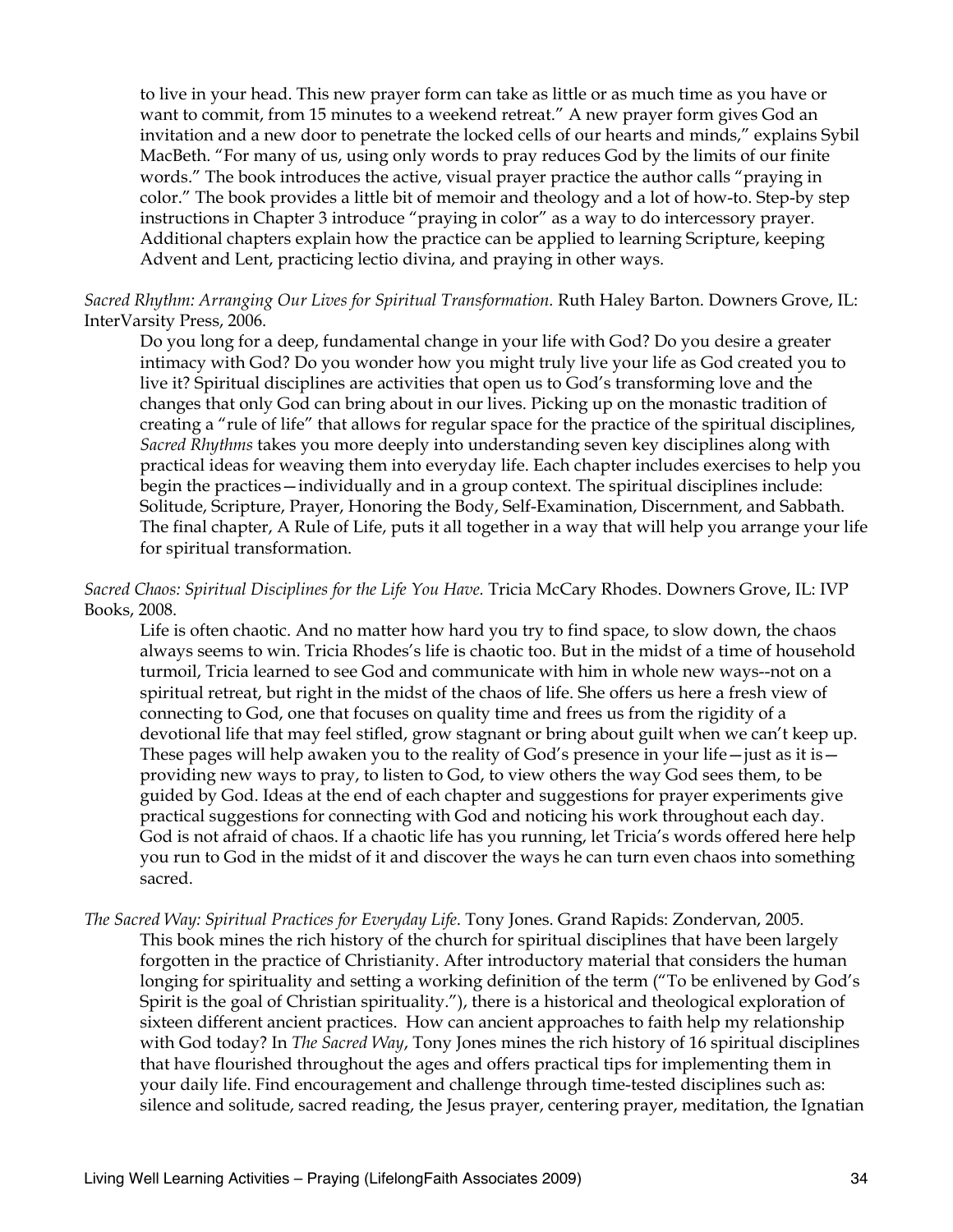to live in your head. This new prayer form can take as little or as much time as you have or want to commit, from 15 minutes to a weekend retreat." A new prayer form gives God an invitation and a new door to penetrate the locked cells of our hearts and minds," explains Sybil MacBeth. "For many of us, using only words to pray reduces God by the limits of our finite words." The book introduces the active, visual prayer practice the author calls "praying in color." The book provides a little bit of memoir and theology and a lot of how-to. Step-by step instructions in Chapter 3 introduce "praying in color" as a way to do intercessory prayer. Additional chapters explain how the practice can be applied to learning Scripture, keeping Advent and Lent, practicing lectio divina, and praying in other ways.

*Sacred Rhythm: Arranging Our Lives for Spiritual Transformation.* Ruth Haley Barton. Downers Grove, IL: InterVarsity Press, 2006.

Do you long for a deep, fundamental change in your life with God? Do you desire a greater intimacy with God? Do you wonder how you might truly live your life as God created you to live it? Spiritual disciplines are activities that open us to God's transforming love and the changes that only God can bring about in our lives. Picking up on the monastic tradition of creating a "rule of life" that allows for regular space for the practice of the spiritual disciplines, *Sacred Rhythms* takes you more deeply into understanding seven key disciplines along with practical ideas for weaving them into everyday life. Each chapter includes exercises to help you begin the practices—individually and in a group context. The spiritual disciplines include: Solitude, Scripture, Prayer, Honoring the Body, Self-Examination, Discernment, and Sabbath. The final chapter, A Rule of Life, puts it all together in a way that will help you arrange your life for spiritual transformation.

*Sacred Chaos: Spiritual Disciplines for the Life You Have.* Tricia McCary Rhodes. Downers Grove, IL: IVP Books, 2008.

Life is often chaotic. And no matter how hard you try to find space, to slow down, the chaos always seems to win. Tricia Rhodes's life is chaotic too. But in the midst of a time of household turmoil, Tricia learned to see God and communicate with him in whole new ways--not on a spiritual retreat, but right in the midst of the chaos of life. She offers us here a fresh view of connecting to God, one that focuses on quality time and frees us from the rigidity of a devotional life that may feel stifled, grow stagnant or bring about guilt when we can't keep up. These pages will help awaken you to the reality of God's presence in your life—just as it is—providing new ways to pray, to listen to God, to view others the way God sees them, to be guided by God. Ideas at the end of each chapter and suggestions for prayer experiments give practical suggestions for connecting with God and noticing his work throughout each day. God is not afraid of chaos. If a chaotic life has you running, let Tricia's words offered here help you run to God in the midst of it and discover the ways he can turn even chaos into something sacred.

*The Sacred Way: Spiritual Practices for Everyday Life.* Tony Jones. Grand Rapids: Zondervan, 2005.

This book mines the rich history of the church for spiritual disciplines that have been largely forgotten in the practice of Christianity. After introductory material that considers the human longing for spirituality and setting a working definition of the term ("To be enlivened by God's Spirit is the goal of Christian spirituality."), there is a historical and theological exploration of sixteen different ancient practices. How can ancient approaches to faith help my relationship with God today? In *The Sacred Way*, Tony Jones mines the rich history of 16 spiritual disciplines that have flourished throughout the ages and offers practical tips for implementing them in your daily life. Find encouragement and challenge through time-tested disciplines such as: silence and solitude, sacred reading, the Jesus prayer, centering prayer, meditation, the Ignatian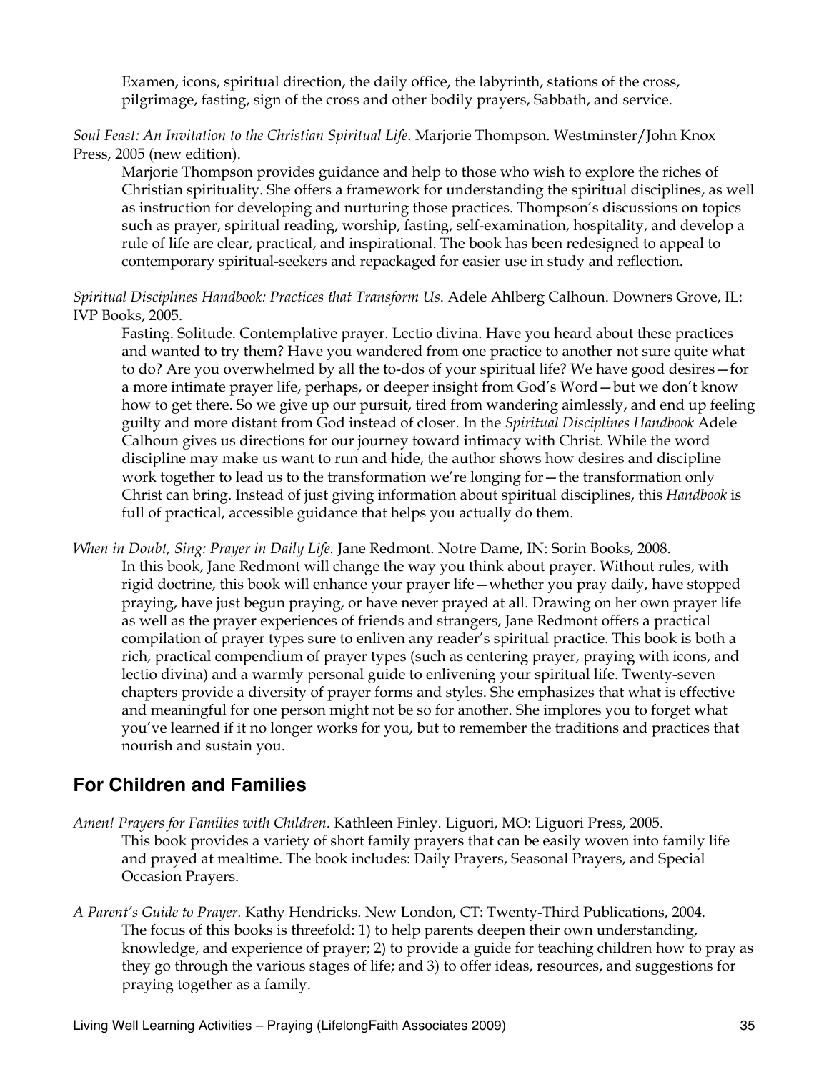Examen, icons, spiritual direction, the daily office, the labyrinth, stations of the cross, pilgrimage, fasting, sign of the cross and other bodily prayers, Sabbath, and service.

*Soul Feast: An Invitation to the Christian Spiritual Life*. Marjorie Thompson. Westminster/John Knox Press, 2005 (new edition).

Marjorie Thompson provides guidance and help to those who wish to explore the riches of Christian spirituality. She offers a framework for understanding the spiritual disciplines, as well as instruction for developing and nurturing those practices. Thompson's discussions on topics such as prayer, spiritual reading, worship, fasting, self-examination, hospitality, and develop a rule of life are clear, practical, and inspirational. The book has been redesigned to appeal to contemporary spiritual-seekers and repackaged for easier use in study and reflection.

*Spiritual Disciplines Handbook: Practices that Transform Us*. Adele Ahlberg Calhoun. Downers Grove, IL: IVP Books, 2005.

Fasting. Solitude. Contemplative prayer. Lectio divina. Have you heard about these practices and wanted to try them? Have you wandered from one practice to another not sure quite what to do? Are you overwhelmed by all the to-dos of your spiritual life? We have good desires—for a more intimate prayer life, perhaps, or deeper insight from God's Word—but we don't know how to get there. So we give up our pursuit, tired from wandering aimlessly, and end up feeling guilty and more distant from God instead of closer. In the *Spiritual Disciplines Handbook* Adele Calhoun gives us directions for our journey toward intimacy with Christ. While the word discipline may make us want to run and hide, the author shows how desires and discipline work together to lead us to the transformation we're longing for—the transformation only Christ can bring. Instead of just giving information about spiritual disciplines, this *Handbook* is full of practical, accessible guidance that helps you actually do them.

*When in Doubt, Sing: Prayer in Daily Life.* Jane Redmont. Notre Dame, IN: Sorin Books, 2008.

In this book, Jane Redmont will change the way you think about prayer. Without rules, with rigid doctrine, this book will enhance your prayer life—whether you pray daily, have stopped praying, have just begun praying, or have never prayed at all. Drawing on her own prayer life as well as the prayer experiences of friends and strangers, Jane Redmont offers a practical compilation of prayer types sure to enliven any reader's spiritual practice. This book is both a rich, practical compendium of prayer types (such as centering prayer, praying with icons, and lectio divina) and a warmly personal guide to enlivening your spiritual life. Twenty-seven chapters provide a diversity of prayer forms and styles. She emphasizes that what is effective and meaningful for one person might not be so for another. She implores you to forget what you've learned if it no longer works for you, but to remember the traditions and practices that nourish and sustain you.

## For Children and Families

*Amen! Prayers for Families with Children.* Kathleen Finley. Liguori, MO: Liguori Press, 2005.

This book provides a variety of short family prayers that can be easily woven into family life and prayed at mealtime. The book includes: Daily Prayers, Seasonal Prayers, and Special Occasion Prayers.

*A Parent's Guide to Prayer.* Kathy Hendricks. New London, CT: Twenty-Third Publications, 2004.

The focus of this books is threefold: 1) to help parents deepen their own understanding, knowledge, and experience of prayer; 2) to provide a guide for teaching children how to pray as they go through the various stages of life; and 3) to offer ideas, resources, and suggestions for praying together as a family.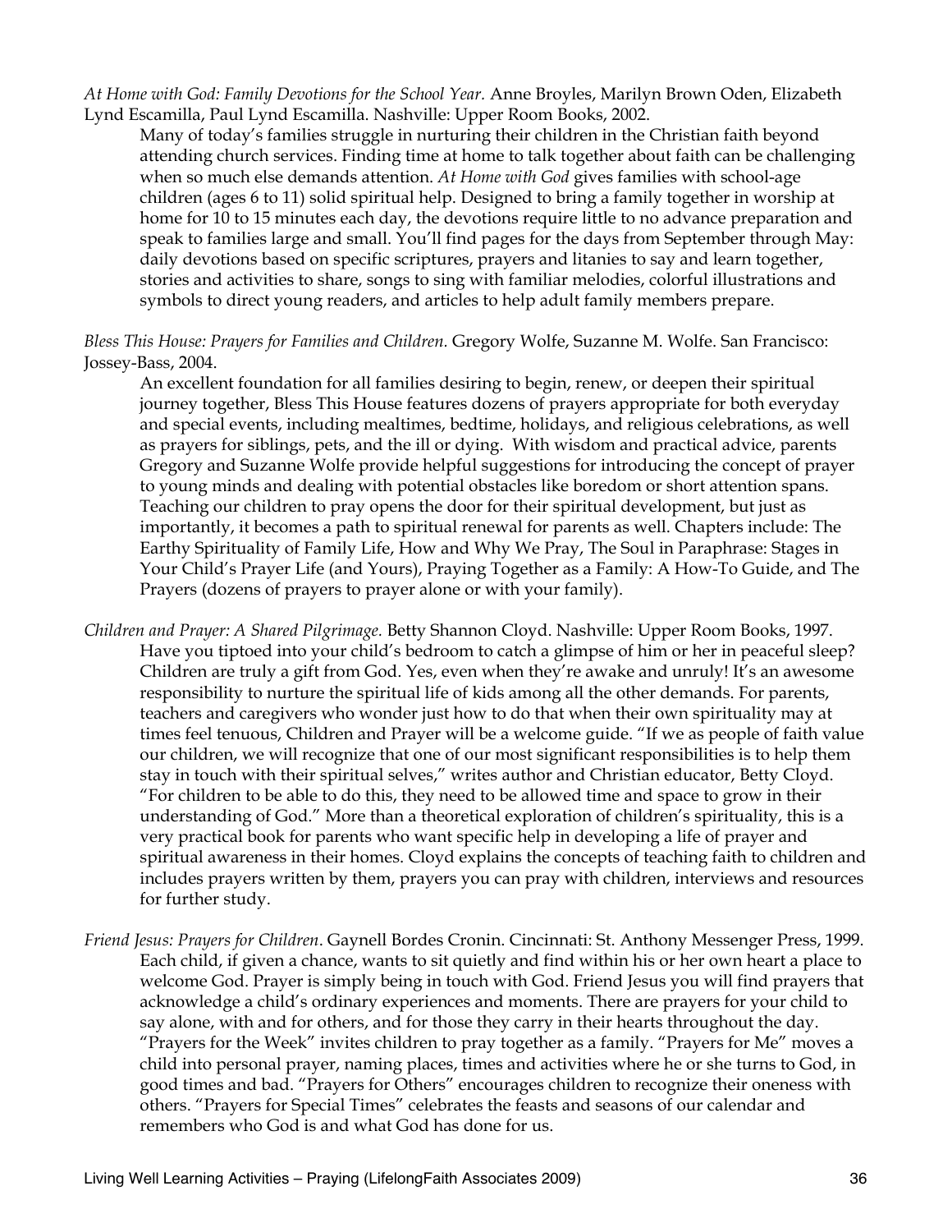*At Home with God: Family Devotions for the School Year.* Anne Broyles, Marilyn Brown Oden, Elizabeth Lynd Escamilla, Paul Lynd Escamilla. Nashville: Upper Room Books, 2002.

Many of today's families struggle in nurturing their children in the Christian faith beyond attending church services. Finding time at home to talk together about faith can be challenging when so much else demands attention. *At Home with God* gives families with school-age children (ages 6 to 11) solid spiritual help. Designed to bring a family together in worship at home for 10 to 15 minutes each day, the devotions require little to no advance preparation and speak to families large and small. You'll find pages for the days from September through May: daily devotions based on specific scriptures, prayers and litanies to say and learn together, stories and activities to share, songs to sing with familiar melodies, colorful illustrations and symbols to direct young readers, and articles to help adult family members prepare.

*Bless This House: Prayers for Families and Children.* Gregory Wolfe, Suzanne M. Wolfe. San Francisco: Jossey-Bass, 2004.

An excellent foundation for all families desiring to begin, renew, or deepen their spiritual journey together, Bless This House features dozens of prayers appropriate for both everyday and special events, including mealtimes, bedtime, holidays, and religious celebrations, as well as prayers for siblings, pets, and the ill or dying. With wisdom and practical advice, parents Gregory and Suzanne Wolfe provide helpful suggestions for introducing the concept of prayer to young minds and dealing with potential obstacles like boredom or short attention spans. Teaching our children to pray opens the door for their spiritual development, but just as importantly, it becomes a path to spiritual renewal for parents as well. Chapters include: The Earthy Spirituality of Family Life, How and Why We Pray, The Soul in Paraphrase: Stages in Your Child's Prayer Life (and Yours), Praying Together as a Family: A How-To Guide, and The Prayers (dozens of prayers to prayer alone or with your family).

*Children and Prayer: A Shared Pilgrimage.* Betty Shannon Cloyd. Nashville: Upper Room Books, 1997.

Have you tiptoed into your child's bedroom to catch a glimpse of him or her in peaceful sleep? Children are truly a gift from God. Yes, even when they're awake and unruly! It's an awesome responsibility to nurture the spiritual life of kids among all the other demands. For parents, teachers and caregivers who wonder just how to do that when their own spirituality may at times feel tenuous, Children and Prayer will be a welcome guide. "If we as people of faith value our children, we will recognize that one of our most significant responsibilities is to help them stay in touch with their spiritual selves," writes author and Christian educator, Betty Cloyd. "For children to be able to do this, they need to be allowed time and space to grow in their understanding of God." More than a theoretical exploration of children's spirituality, this is a very practical book for parents who want specific help in developing a life of prayer and spiritual awareness in their homes. Cloyd explains the concepts of teaching faith to children and includes prayers written by them, prayers you can pray with children, interviews and resources for further study.

*Friend Jesus: Prayers for Children*. Gaynell Bordes Cronin. Cincinnati: St. Anthony Messenger Press, 1999.

Each child, if given a chance, wants to sit quietly and find within his or her own heart a place to welcome God. Prayer is simply being in touch with God. Friend Jesus you will find prayers that acknowledge a child's ordinary experiences and moments. There are prayers for your child to say alone, with and for others, and for those they carry in their hearts throughout the day. "Prayers for the Week" invites children to pray together as a family. "Prayers for Me" moves a child into personal prayer, naming places, times and activities where he or she turns to God, in good times and bad. "Prayers for Others" encourages children to recognize their oneness with others. "Prayers for Special Times" celebrates the feasts and seasons of our calendar and remembers who God is and what God has done for us.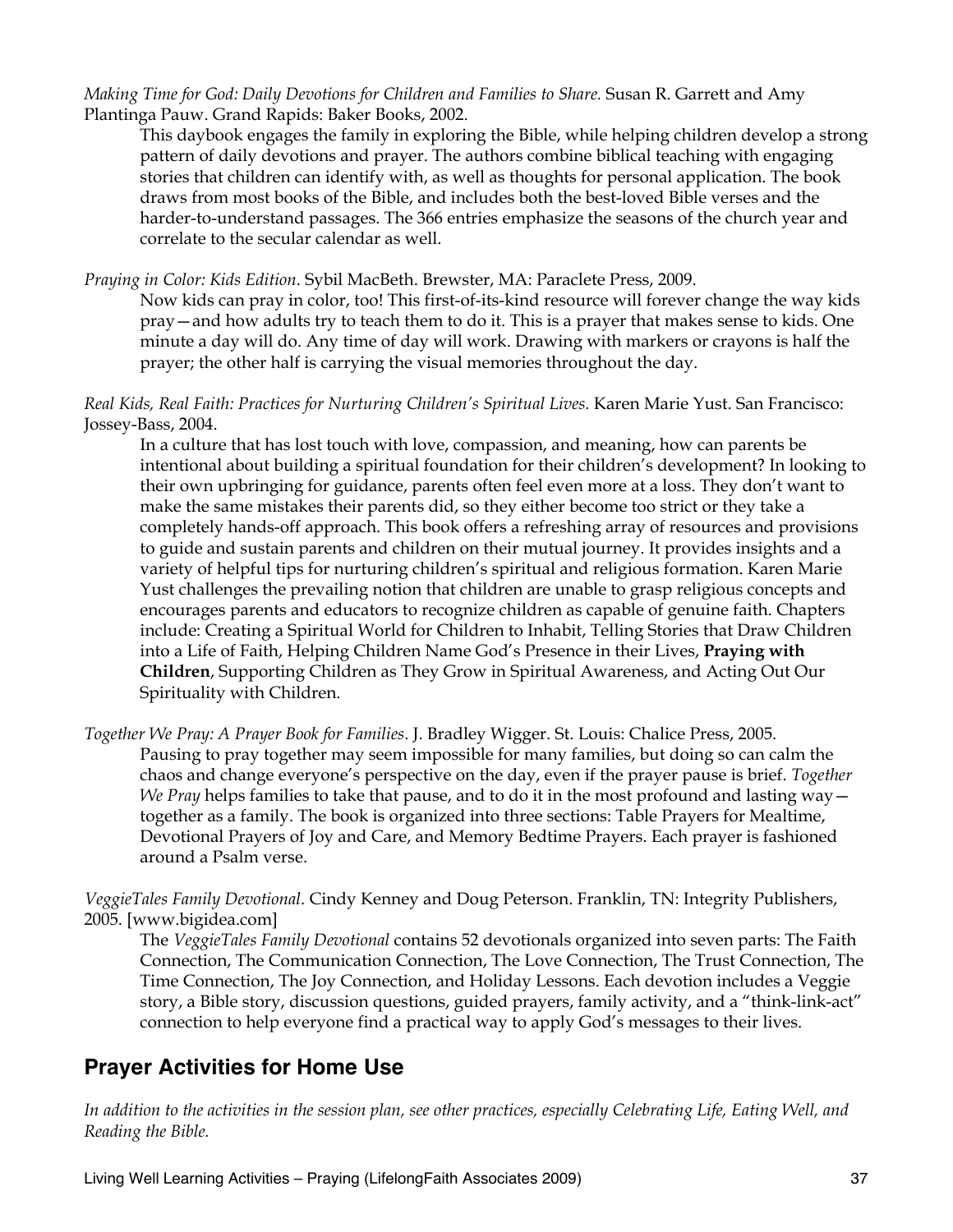*Making Time for God: Daily Devotions for Children and Families to Share.* Susan R. Garrett and Amy Plantinga Pauw. Grand Rapids: Baker Books, 2002.

This daybook engages the family in exploring the Bible, while helping children develop a strong pattern of daily devotions and prayer. The authors combine biblical teaching with engaging stories that children can identify with, as well as thoughts for personal application. The book draws from most books of the Bible, and includes both the best-loved Bible verses and the harder-to-understand passages. The 366 entries emphasize the seasons of the church year and correlate to the secular calendar as well.

*Praying in Color: Kids Edition*. Sybil MacBeth. Brewster, MA: Paraclete Press, 2009.

Now kids can pray in color, too! This first-of-its-kind resource will forever change the way kids pray—and how adults try to teach them to do it. This is a prayer that makes sense to kids. One minute a day will do. Any time of day will work. Drawing with markers or crayons is half the prayer; the other half is carrying the visual memories throughout the day.

*Real Kids, Real Faith: Practices for Nurturing Children's Spiritual Lives.* Karen Marie Yust. San Francisco: Jossey-Bass, 2004.

In a culture that has lost touch with love, compassion, and meaning, how can parents be intentional about building a spiritual foundation for their children's development? In looking to their own upbringing for guidance, parents often feel even more at a loss. They don't want to make the same mistakes their parents did, so they either become too strict or they take a completely hands-off approach. This book offers a refreshing array of resources and provisions to guide and sustain parents and children on their mutual journey. It provides insights and a variety of helpful tips for nurturing children's spiritual and religious formation. Karen Marie Yust challenges the prevailing notion that children are unable to grasp religious concepts and encourages parents and educators to recognize children as capable of genuine faith. Chapters include: Creating a Spiritual World for Children to Inhabit, Telling Stories that Draw Children into a Life of Faith, Helping Children Name God's Presence in their Lives, **Praying with Children**, Supporting Children as They Grow in Spiritual Awareness, and Acting Out Our Spirituality with Children.

*Together We Pray: A Prayer Book for Families*. J. Bradley Wigger. St. Louis: Chalice Press, 2005.

Pausing to pray together may seem impossible for many families, but doing so can calm the chaos and change everyone's perspective on the day, even if the prayer pause is brief. *Together We Pray* helps families to take that pause, and to do it in the most profound and lasting way—together as a family. The book is organized into three sections: Table Prayers for Mealtime, Devotional Prayers of Joy and Care, and Memory Bedtime Prayers. Each prayer is fashioned around a Psalm verse.

*VeggieTales Family Devotional*. Cindy Kenney and Doug Peterson. Franklin, TN: Integrity Publishers, 2005. [www.bigidea.com]

The *VeggieTales Family Devotional* contains 52 devotionals organized into seven parts: The Faith Connection, The Communication Connection, The Love Connection, The Trust Connection, The Time Connection, The Joy Connection, and Holiday Lessons. Each devotion includes a Veggie story, a Bible story, discussion questions, guided prayers, family activity, and a "think-link-act" connection to help everyone find a practical way to apply God's messages to their lives.

## Prayer Activities for Home Use

*In addition to the activities in the session plan, see other practices, especially Celebrating Life, Eating Well, and Reading the Bible.*